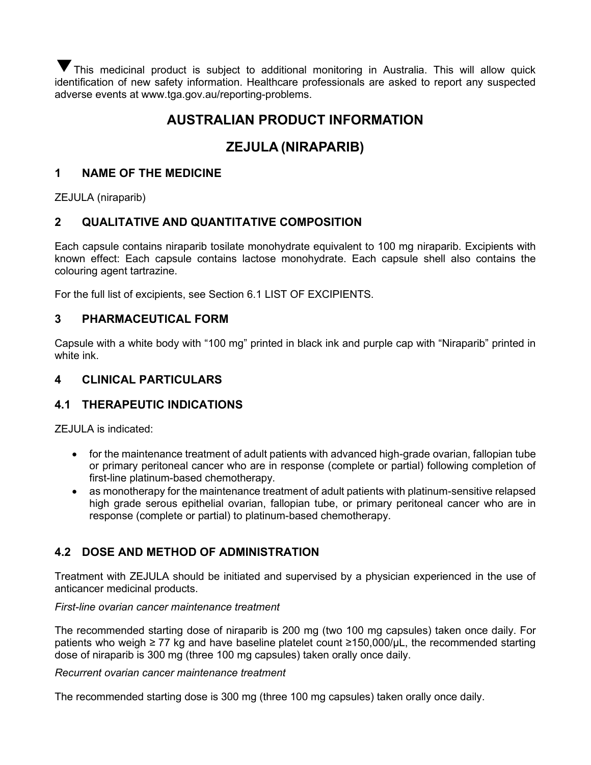▼This medicinal product is subject to additional monitoring in Australia. This will allow quick identification of new safety information. Healthcare professionals are asked to report any suspected adverse events at www.tga.gov.au/reporting-problems.

# AUSTRALIAN PRODUCT INFORMATION

# ZEJULA (NIRAPARIB)

## 1 NAME OF THE MEDICINE

ZEJULA (niraparib)

## 2 QUALITATIVE AND QUANTITATIVE COMPOSITION

Each capsule contains niraparib tosilate monohydrate equivalent to 100 mg niraparib. Excipients with known effect: Each capsule contains lactose monohydrate. Each capsule shell also contains the colouring agent tartrazine.

For the full list of excipients, see Section 6.1 LIST OF EXCIPIENTS.

## 3 PHARMACEUTICAL FORM

Capsule with a white body with "100 mg" printed in black ink and purple cap with "Niraparib" printed in white ink.

## 4 CLINICAL PARTICULARS

### 4.1 THERAPEUTIC INDICATIONS

ZEJULA is indicated:

- for the maintenance treatment of adult patients with advanced high-grade ovarian, fallopian tube or primary peritoneal cancer who are in response (complete or partial) following completion of first-line platinum-based chemotherapy.
- as monotherapy for the maintenance treatment of adult patients with platinum-sensitive relapsed high grade serous epithelial ovarian, fallopian tube, or primary peritoneal cancer who are in response (complete or partial) to platinum-based chemotherapy.

### 4.2 DOSE AND METHOD OF ADMINISTRATION

Treatment with ZEJULA should be initiated and supervised by a physician experienced in the use of anticancer medicinal products.

*First-line ovarian cancer maintenance treatment*

The recommended starting dose of niraparib is 200 mg (two 100 mg capsules) taken once daily. For patients who weigh ≥ 77 kg and have baseline platelet count ≥150,000/μL, the recommended starting dose of niraparib is 300 mg (three 100 mg capsules) taken orally once daily.

*Recurrent ovarian cancer maintenance treatment*

The recommended starting dose is 300 mg (three 100 mg capsules) taken orally once daily.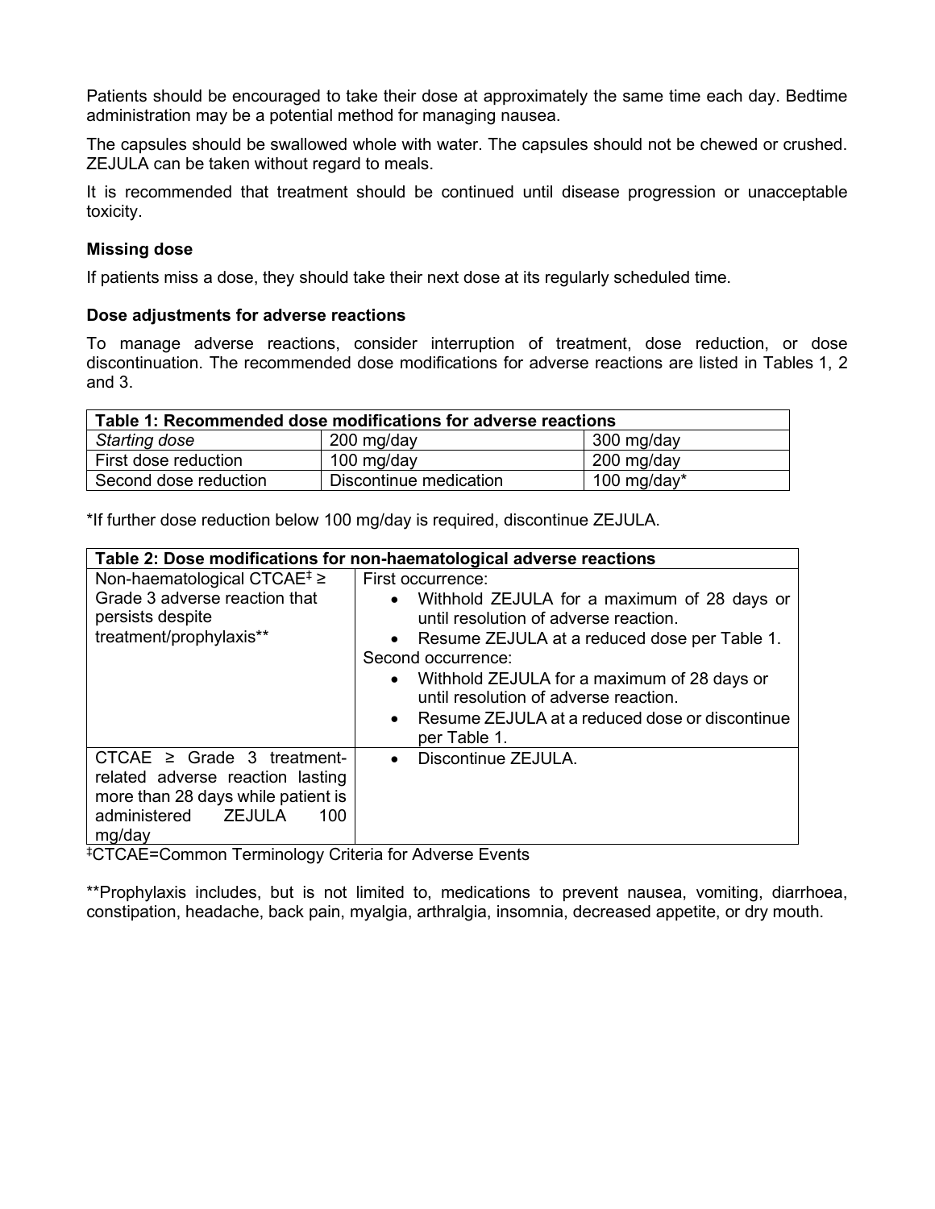Patients should be encouraged to take their dose at approximately the same time each day. Bedtime administration may be a potential method for managing nausea.

The capsules should be swallowed whole with water. The capsules should not be chewed or crushed. ZEJULA can be taken without regard to meals.

It is recommended that treatment should be continued until disease progression or unacceptable toxicity.

**Missing dose**

If patients miss a dose, they should take their next dose at its regularly scheduled time.

**Dose adjustments for adverse reactions**

To manage adverse reactions, consider interruption of treatment, dose reduction, or dose discontinuation. The recommended dose modifications for adverse reactions are listed in Tables 1, 2 and 3.

| **Table 1: Recommended dose modifications for adverse reactions** | | |
|---|---|---|
| *Starting dose* | 200 mg/day | 300 mg/day |
| First dose reduction | 100 mg/day | 200 mg/day |
| Second dose reduction | Discontinue medication | 100 mg/day* |

*If further dose reduction below 100 mg/day is required, discontinue ZEJULA.

| **Table 2: Dose modifications for non-haematological adverse reactions** | |
|---|---|
| Non-haematological CTCAE‡ ≥ Grade 3 adverse reaction that persists despite treatment/prophylaxis** | First occurrence:<br>• Withhold ZEJULA for a maximum of 28 days or until resolution of adverse reaction.<br>• Resume ZEJULA at a reduced dose per Table 1.<br>Second occurrence:<br>• Withhold ZEJULA for a maximum of 28 days or until resolution of adverse reaction.<br>• Resume ZEJULA at a reduced dose or discontinue per Table 1. |
| CTCAE ≥ Grade 3 treatment-related adverse reaction lasting more than 28 days while patient is administered ZEJULA 100 mg/day | • Discontinue ZEJULA. |

‡CTCAE=Common Terminology Criteria for Adverse Events

**Prophylaxis includes, but is not limited to, medications to prevent nausea, vomiting, diarrhoea, constipation, headache, back pain, myalgia, arthralgia, insomnia, decreased appetite, or dry mouth.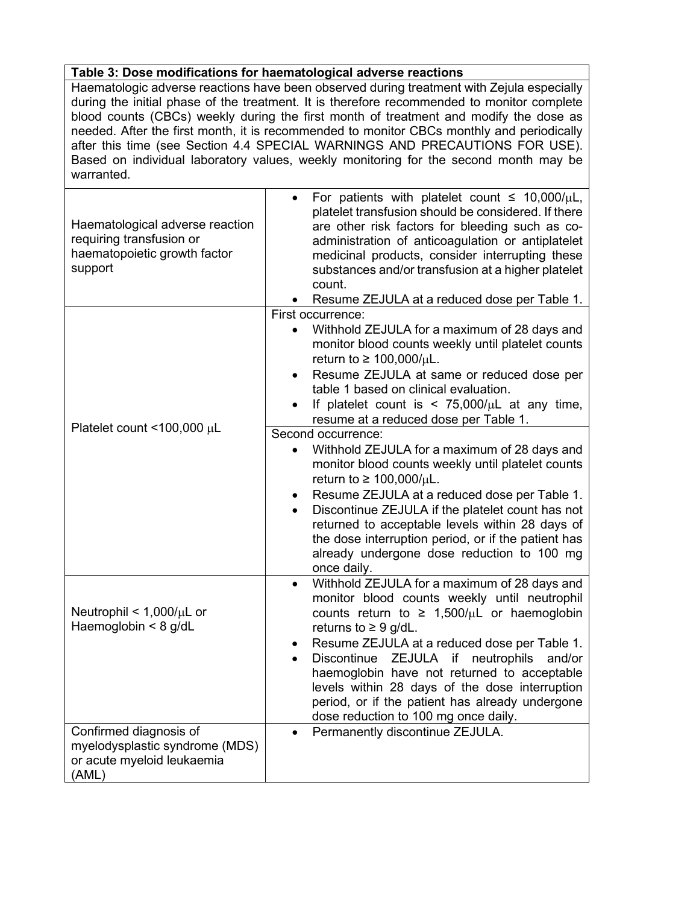**Table 3: Dose modifications for haematological adverse reactions**

Haematologic adverse reactions have been observed during treatment with Zejula especially during the initial phase of the treatment. It is therefore recommended to monitor complete blood counts (CBCs) weekly during the first month of treatment and modify the dose as needed. After the first month, it is recommended to monitor CBCs monthly and periodically after this time (see Section 4.4 SPECIAL WARNINGS AND PRECAUTIONS FOR USE). Based on individual laboratory values, weekly monitoring for the second month may be warranted.

| | |
|---|---|
| Haematological adverse reaction requiring transfusion or haematopoietic growth factor support | • For patients with platelet count ≤ 10,000/μL, platelet transfusion should be considered. If there are other risk factors for bleeding such as co-administration of anticoagulation or antiplatelet medicinal products, consider interrupting these substances and/or transfusion at a higher platelet count.<br>• Resume ZEJULA at a reduced dose per Table 1. |
| Platelet count <100,000 μL | First occurrence:<br>• Withhold ZEJULA for a maximum of 28 days and monitor blood counts weekly until platelet counts return to ≥ 100,000/μL.<br>• Resume ZEJULA at same or reduced dose per table 1 based on clinical evaluation.<br>• If platelet count is < 75,000/μL at any time, resume at a reduced dose per Table 1. |
| | Second occurrence:<br>• Withhold ZEJULA for a maximum of 28 days and monitor blood counts weekly until platelet counts return to ≥ 100,000/μL.<br>• Resume ZEJULA at a reduced dose per Table 1.<br>• Discontinue ZEJULA if the platelet count has not returned to acceptable levels within 28 days of the dose interruption period, or if the patient has already undergone dose reduction to 100 mg once daily. |
| Neutrophil < 1,000/μL or Haemoglobin < 8 g/dL | • Withhold ZEJULA for a maximum of 28 days and monitor blood counts weekly until neutrophil counts return to ≥ 1,500/μL or haemoglobin returns to ≥ 9 g/dL.<br>• Resume ZEJULA at a reduced dose per Table 1.<br>• Discontinue ZEJULA if neutrophils and/or haemoglobin have not returned to acceptable levels within 28 days of the dose interruption period, or if the patient has already undergone dose reduction to 100 mg once daily. |
| Confirmed diagnosis of myelodysplastic syndrome (MDS) or acute myeloid leukaemia (AML) | • Permanently discontinue ZEJULA. |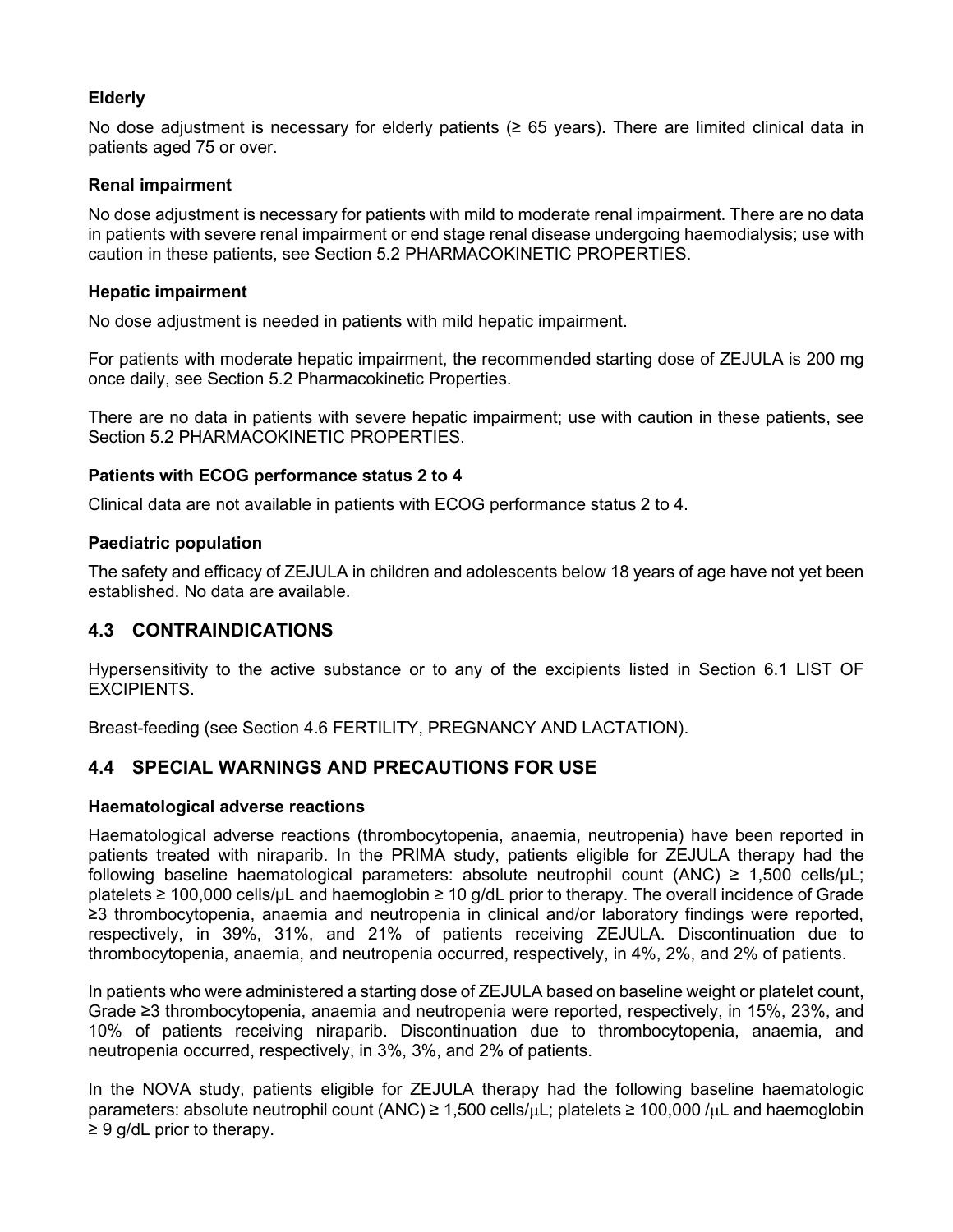### Elderly

No dose adjustment is necessary for elderly patients (≥ 65 years). There are limited clinical data in patients aged 75 or over.

### Renal impairment

No dose adjustment is necessary for patients with mild to moderate renal impairment. There are no data in patients with severe renal impairment or end stage renal disease undergoing haemodialysis; use with caution in these patients, see Section 5.2 PHARMACOKINETIC PROPERTIES.

### Hepatic impairment

No dose adjustment is needed in patients with mild hepatic impairment.

For patients with moderate hepatic impairment, the recommended starting dose of ZEJULA is 200 mg once daily, see Section 5.2 Pharmacokinetic Properties.

There are no data in patients with severe hepatic impairment; use with caution in these patients, see Section 5.2 PHARMACOKINETIC PROPERTIES.

### Patients with ECOG performance status 2 to 4

Clinical data are not available in patients with ECOG performance status 2 to 4.

### Paediatric population

The safety and efficacy of ZEJULA in children and adolescents below 18 years of age have not yet been established. No data are available.

## 4.3 CONTRAINDICATIONS

Hypersensitivity to the active substance or to any of the excipients listed in Section 6.1 LIST OF EXCIPIENTS.

Breast-feeding (see Section 4.6 FERTILITY, PREGNANCY AND LACTATION).

## 4.4 SPECIAL WARNINGS AND PRECAUTIONS FOR USE

### Haematological adverse reactions

Haematological adverse reactions (thrombocytopenia, anaemia, neutropenia) have been reported in patients treated with niraparib. In the PRIMA study, patients eligible for ZEJULA therapy had the following baseline haematological parameters: absolute neutrophil count (ANC) ≥ 1,500 cells/µL; platelets ≥ 100,000 cells/µL and haemoglobin ≥ 10 g/dL prior to therapy. The overall incidence of Grade ≥3 thrombocytopenia, anaemia and neutropenia in clinical and/or laboratory findings were reported, respectively, in 39%, 31%, and 21% of patients receiving ZEJULA. Discontinuation due to thrombocytopenia, anaemia, and neutropenia occurred, respectively, in 4%, 2%, and 2% of patients.

In patients who were administered a starting dose of ZEJULA based on baseline weight or platelet count, Grade ≥3 thrombocytopenia, anaemia and neutropenia were reported, respectively, in 15%, 23%, and 10% of patients receiving niraparib. Discontinuation due to thrombocytopenia, anaemia, and neutropenia occurred, respectively, in 3%, 3%, and 2% of patients.

In the NOVA study, patients eligible for ZEJULA therapy had the following baseline haematologic parameters: absolute neutrophil count (ANC) ≥ 1,500 cells/µL; platelets ≥ 100,000 /µL and haemoglobin ≥ 9 g/dL prior to therapy.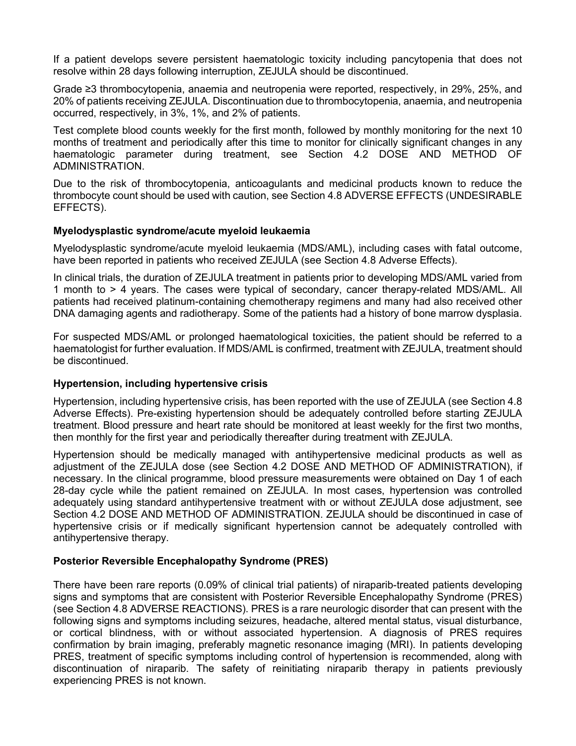If a patient develops severe persistent haematologic toxicity including pancytopenia that does not resolve within 28 days following interruption, ZEJULA should be discontinued.

Grade ≥3 thrombocytopenia, anaemia and neutropenia were reported, respectively, in 29%, 25%, and 20% of patients receiving ZEJULA. Discontinuation due to thrombocytopenia, anaemia, and neutropenia occurred, respectively, in 3%, 1%, and 2% of patients.

Test complete blood counts weekly for the first month, followed by monthly monitoring for the next 10 months of treatment and periodically after this time to monitor for clinically significant changes in any haematologic parameter during treatment, see Section 4.2 DOSE AND METHOD OF ADMINISTRATION.

Due to the risk of thrombocytopenia, anticoagulants and medicinal products known to reduce the thrombocyte count should be used with caution, see Section 4.8 ADVERSE EFFECTS (UNDESIRABLE EFFECTS).

**Myelodysplastic syndrome/acute myeloid leukaemia**

Myelodysplastic syndrome/acute myeloid leukaemia (MDS/AML), including cases with fatal outcome, have been reported in patients who received ZEJULA (see Section 4.8 Adverse Effects).

In clinical trials, the duration of ZEJULA treatment in patients prior to developing MDS/AML varied from 1 month to > 4 years. The cases were typical of secondary, cancer therapy-related MDS/AML. All patients had received platinum-containing chemotherapy regimens and many had also received other DNA damaging agents and radiotherapy. Some of the patients had a history of bone marrow dysplasia.

For suspected MDS/AML or prolonged haematological toxicities, the patient should be referred to a haematologist for further evaluation. If MDS/AML is confirmed, treatment with ZEJULA, treatment should be discontinued.

**Hypertension, including hypertensive crisis**

Hypertension, including hypertensive crisis, has been reported with the use of ZEJULA (see Section 4.8 Adverse Effects). Pre-existing hypertension should be adequately controlled before starting ZEJULA treatment. Blood pressure and heart rate should be monitored at least weekly for the first two months, then monthly for the first year and periodically thereafter during treatment with ZEJULA.

Hypertension should be medically managed with antihypertensive medicinal products as well as adjustment of the ZEJULA dose (see Section 4.2 DOSE AND METHOD OF ADMINISTRATION), if necessary. In the clinical programme, blood pressure measurements were obtained on Day 1 of each 28-day cycle while the patient remained on ZEJULA. In most cases, hypertension was controlled adequately using standard antihypertensive treatment with or without ZEJULA dose adjustment, see Section 4.2 DOSE AND METHOD OF ADMINISTRATION. ZEJULA should be discontinued in case of hypertensive crisis or if medically significant hypertension cannot be adequately controlled with antihypertensive therapy.

**Posterior Reversible Encephalopathy Syndrome (PRES)**

There have been rare reports (0.09% of clinical trial patients) of niraparib-treated patients developing signs and symptoms that are consistent with Posterior Reversible Encephalopathy Syndrome (PRES) (see Section 4.8 ADVERSE REACTIONS). PRES is a rare neurologic disorder that can present with the following signs and symptoms including seizures, headache, altered mental status, visual disturbance, or cortical blindness, with or without associated hypertension. A diagnosis of PRES requires confirmation by brain imaging, preferably magnetic resonance imaging (MRI). In patients developing PRES, treatment of specific symptoms including control of hypertension is recommended, along with discontinuation of niraparib. The safety of reinitiating niraparib therapy in patients previously experiencing PRES is not known.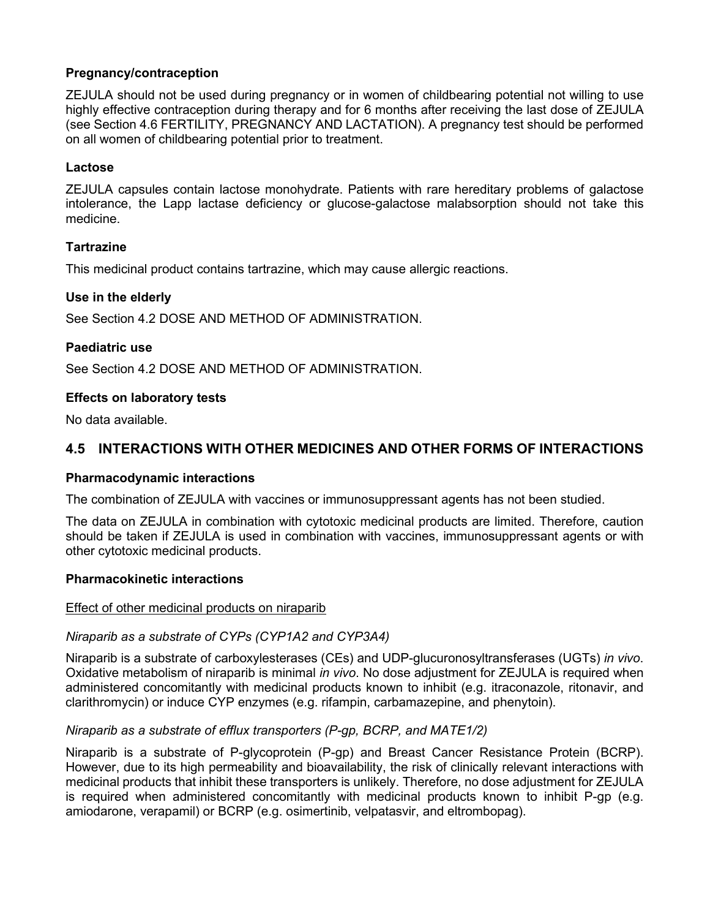**Pregnancy/contraception**

ZEJULA should not be used during pregnancy or in women of childbearing potential not willing to use highly effective contraception during therapy and for 6 months after receiving the last dose of ZEJULA (see Section 4.6 FERTILITY, PREGNANCY AND LACTATION). A pregnancy test should be performed on all women of childbearing potential prior to treatment.

**Lactose**

ZEJULA capsules contain lactose monohydrate. Patients with rare hereditary problems of galactose intolerance, the Lapp lactase deficiency or glucose-galactose malabsorption should not take this medicine.

**Tartrazine**

This medicinal product contains tartrazine, which may cause allergic reactions.

**Use in the elderly**

See Section 4.2 DOSE AND METHOD OF ADMINISTRATION.

**Paediatric use**

See Section 4.2 DOSE AND METHOD OF ADMINISTRATION.

**Effects on laboratory tests**

No data available.

## 4.5 INTERACTIONS WITH OTHER MEDICINES AND OTHER FORMS OF INTERACTIONS

**Pharmacodynamic interactions**

The combination of ZEJULA with vaccines or immunosuppressant agents has not been studied.

The data on ZEJULA in combination with cytotoxic medicinal products are limited. Therefore, caution should be taken if ZEJULA is used in combination with vaccines, immunosuppressant agents or with other cytotoxic medicinal products.

**Pharmacokinetic interactions**

Effect of other medicinal products on niraparib

*Niraparib as a substrate of CYPs (CYP1A2 and CYP3A4)*

Niraparib is a substrate of carboxylesterases (CEs) and UDP-glucuronosyltransferases (UGTs) *in vivo*. Oxidative metabolism of niraparib is minimal *in vivo*. No dose adjustment for ZEJULA is required when administered concomitantly with medicinal products known to inhibit (e.g. itraconazole, ritonavir, and clarithromycin) or induce CYP enzymes (e.g. rifampin, carbamazepine, and phenytoin).

*Niraparib as a substrate of efflux transporters (P-gp, BCRP, and MATE1/2)*

Niraparib is a substrate of P-glycoprotein (P-gp) and Breast Cancer Resistance Protein (BCRP). However, due to its high permeability and bioavailability, the risk of clinically relevant interactions with medicinal products that inhibit these transporters is unlikely. Therefore, no dose adjustment for ZEJULA is required when administered concomitantly with medicinal products known to inhibit P-gp (e.g. amiodarone, verapamil) or BCRP (e.g. osimertinib, velpatasvir, and eltrombopag).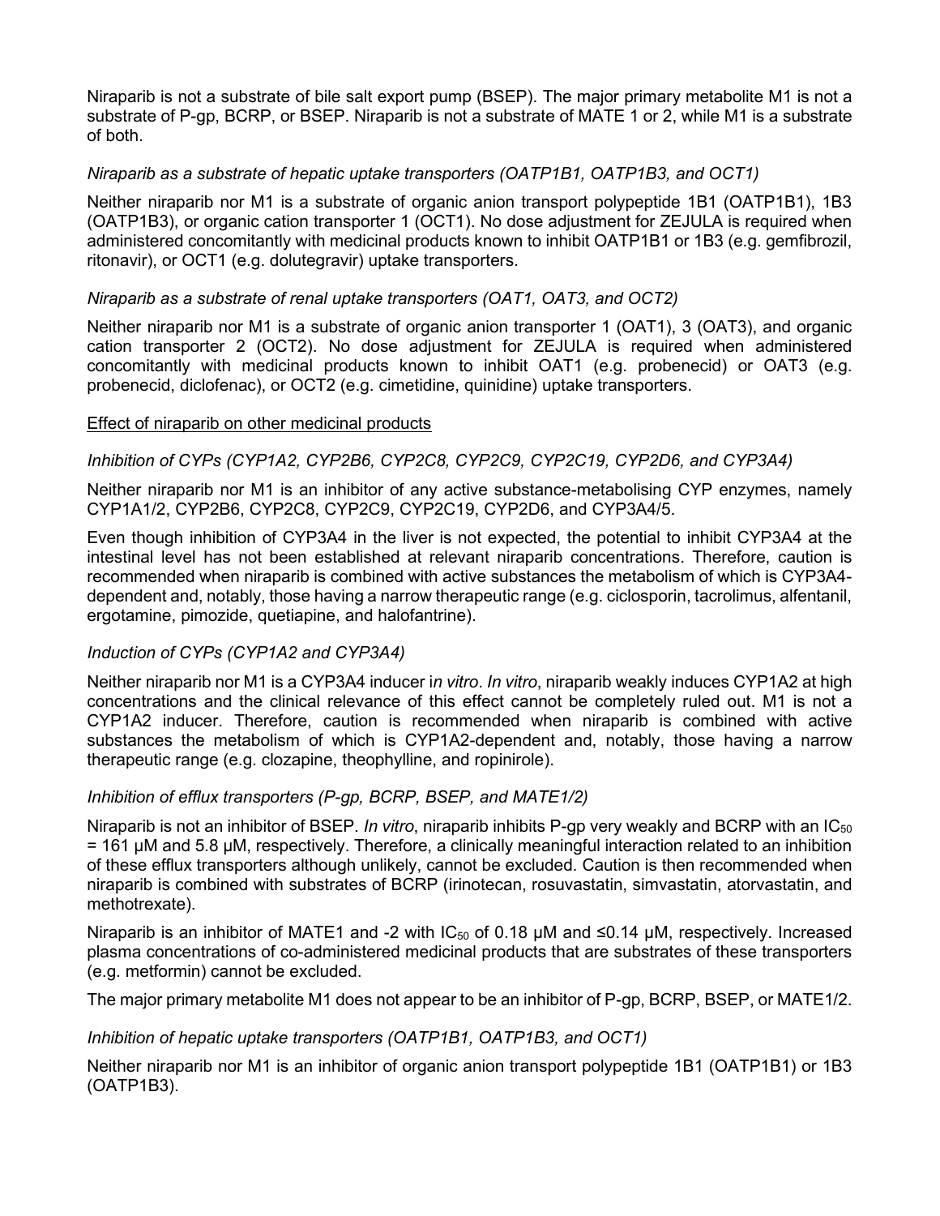Niraparib is not a substrate of bile salt export pump (BSEP). The major primary metabolite M1 is not a substrate of P-gp, BCRP, or BSEP. Niraparib is not a substrate of MATE 1 or 2, while M1 is a substrate of both.

*Niraparib as a substrate of hepatic uptake transporters (OATP1B1, OATP1B3, and OCT1)*

Neither niraparib nor M1 is a substrate of organic anion transport polypeptide 1B1 (OATP1B1), 1B3 (OATP1B3), or organic cation transporter 1 (OCT1). No dose adjustment for ZEJULA is required when administered concomitantly with medicinal products known to inhibit OATP1B1 or 1B3 (e.g. gemfibrozil, ritonavir), or OCT1 (e.g. dolutegravir) uptake transporters.

*Niraparib as a substrate of renal uptake transporters (OAT1, OAT3, and OCT2)*

Neither niraparib nor M1 is a substrate of organic anion transporter 1 (OAT1), 3 (OAT3), and organic cation transporter 2 (OCT2). No dose adjustment for ZEJULA is required when administered concomitantly with medicinal products known to inhibit OAT1 (e.g. probenecid) or OAT3 (e.g. probenecid, diclofenac), or OCT2 (e.g. cimetidine, quinidine) uptake transporters.

Effect of niraparib on other medicinal products

*Inhibition of CYPs (CYP1A2, CYP2B6, CYP2C8, CYP2C9, CYP2C19, CYP2D6, and CYP3A4)*

Neither niraparib nor M1 is an inhibitor of any active substance-metabolising CYP enzymes, namely CYP1A1/2, CYP2B6, CYP2C8, CYP2C9, CYP2C19, CYP2D6, and CYP3A4/5.

Even though inhibition of CYP3A4 in the liver is not expected, the potential to inhibit CYP3A4 at the intestinal level has not been established at relevant niraparib concentrations. Therefore, caution is recommended when niraparib is combined with active substances the metabolism of which is CYP3A4-dependent and, notably, those having a narrow therapeutic range (e.g. ciclosporin, tacrolimus, alfentanil, ergotamine, pimozide, quetiapine, and halofantrine).

*Induction of CYPs (CYP1A2 and CYP3A4)*

Neither niraparib nor M1 is a CYP3A4 inducer *in vitro*. *In vitro*, niraparib weakly induces CYP1A2 at high concentrations and the clinical relevance of this effect cannot be completely ruled out. M1 is not a CYP1A2 inducer. Therefore, caution is recommended when niraparib is combined with active substances the metabolism of which is CYP1A2-dependent and, notably, those having a narrow therapeutic range (e.g. clozapine, theophylline, and ropinirole).

*Inhibition of efflux transporters (P-gp, BCRP, BSEP, and MATE1/2)*

Niraparib is not an inhibitor of BSEP. *In vitro*, niraparib inhibits P-gp very weakly and BCRP with an $IC_{50}$ = 161 µM and 5.8 µM, respectively. Therefore, a clinically meaningful interaction related to an inhibition of these efflux transporters although unlikely, cannot be excluded. Caution is then recommended when niraparib is combined with substrates of BCRP (irinotecan, rosuvastatin, simvastatin, atorvastatin, and methotrexate).

Niraparib is an inhibitor of MATE1 and -2 with $IC_{50}$ of 0.18 µM and ≤0.14 µM, respectively. Increased plasma concentrations of co-administered medicinal products that are substrates of these transporters (e.g. metformin) cannot be excluded.

The major primary metabolite M1 does not appear to be an inhibitor of P-gp, BCRP, BSEP, or MATE1/2.

*Inhibition of hepatic uptake transporters (OATP1B1, OATP1B3, and OCT1)*

Neither niraparib nor M1 is an inhibitor of organic anion transport polypeptide 1B1 (OATP1B1) or 1B3 (OATP1B3).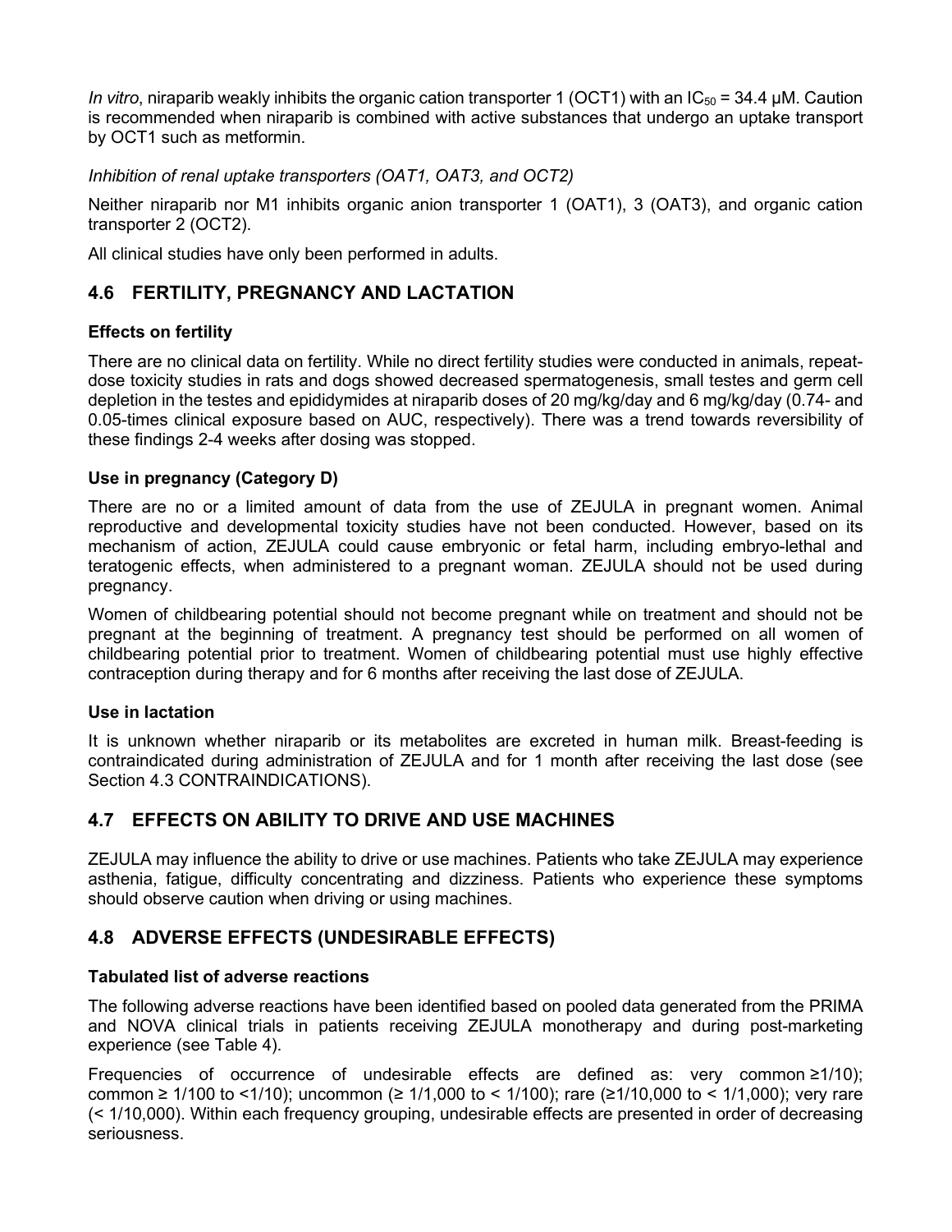*In vitro*, niraparib weakly inhibits the organic cation transporter 1 (OCT1) with an $IC_{50}$ = 34.4 μM. Caution is recommended when niraparib is combined with active substances that undergo an uptake transport by OCT1 such as metformin.

*Inhibition of renal uptake transporters (OAT1, OAT3, and OCT2)*

Neither niraparib nor M1 inhibits organic anion transporter 1 (OAT1), 3 (OAT3), and organic cation transporter 2 (OCT2).

All clinical studies have only been performed in adults.

## 4.6 FERTILITY, PREGNANCY AND LACTATION

### Effects on fertility

There are no clinical data on fertility. While no direct fertility studies were conducted in animals, repeat-dose toxicity studies in rats and dogs showed decreased spermatogenesis, small testes and germ cell depletion in the testes and epididymides at niraparib doses of 20 mg/kg/day and 6 mg/kg/day (0.74- and 0.05-times clinical exposure based on AUC, respectively). There was a trend towards reversibility of these findings 2-4 weeks after dosing was stopped.

### Use in pregnancy (Category D)

There are no or a limited amount of data from the use of ZEJULA in pregnant women. Animal reproductive and developmental toxicity studies have not been conducted. However, based on its mechanism of action, ZEJULA could cause embryonic or fetal harm, including embryo-lethal and teratogenic effects, when administered to a pregnant woman. ZEJULA should not be used during pregnancy.

Women of childbearing potential should not become pregnant while on treatment and should not be pregnant at the beginning of treatment. A pregnancy test should be performed on all women of childbearing potential prior to treatment. Women of childbearing potential must use highly effective contraception during therapy and for 6 months after receiving the last dose of ZEJULA.

### Use in lactation

It is unknown whether niraparib or its metabolites are excreted in human milk. Breast-feeding is contraindicated during administration of ZEJULA and for 1 month after receiving the last dose (see Section 4.3 CONTRAINDICATIONS).

## 4.7 EFFECTS ON ABILITY TO DRIVE AND USE MACHINES

ZEJULA may influence the ability to drive or use machines. Patients who take ZEJULA may experience asthenia, fatigue, difficulty concentrating and dizziness. Patients who experience these symptoms should observe caution when driving or using machines.

## 4.8 ADVERSE EFFECTS (UNDESIRABLE EFFECTS)

### Tabulated list of adverse reactions

The following adverse reactions have been identified based on pooled data generated from the PRIMA and NOVA clinical trials in patients receiving ZEJULA monotherapy and during post-marketing experience (see Table 4).

Frequencies of occurrence of undesirable effects are defined as: very common ≥1/10); common ≥ 1/100 to <1/10); uncommon (≥ 1/1,000 to < 1/100); rare (≥1/10,000 to < 1/1,000); very rare (< 1/10,000). Within each frequency grouping, undesirable effects are presented in order of decreasing seriousness.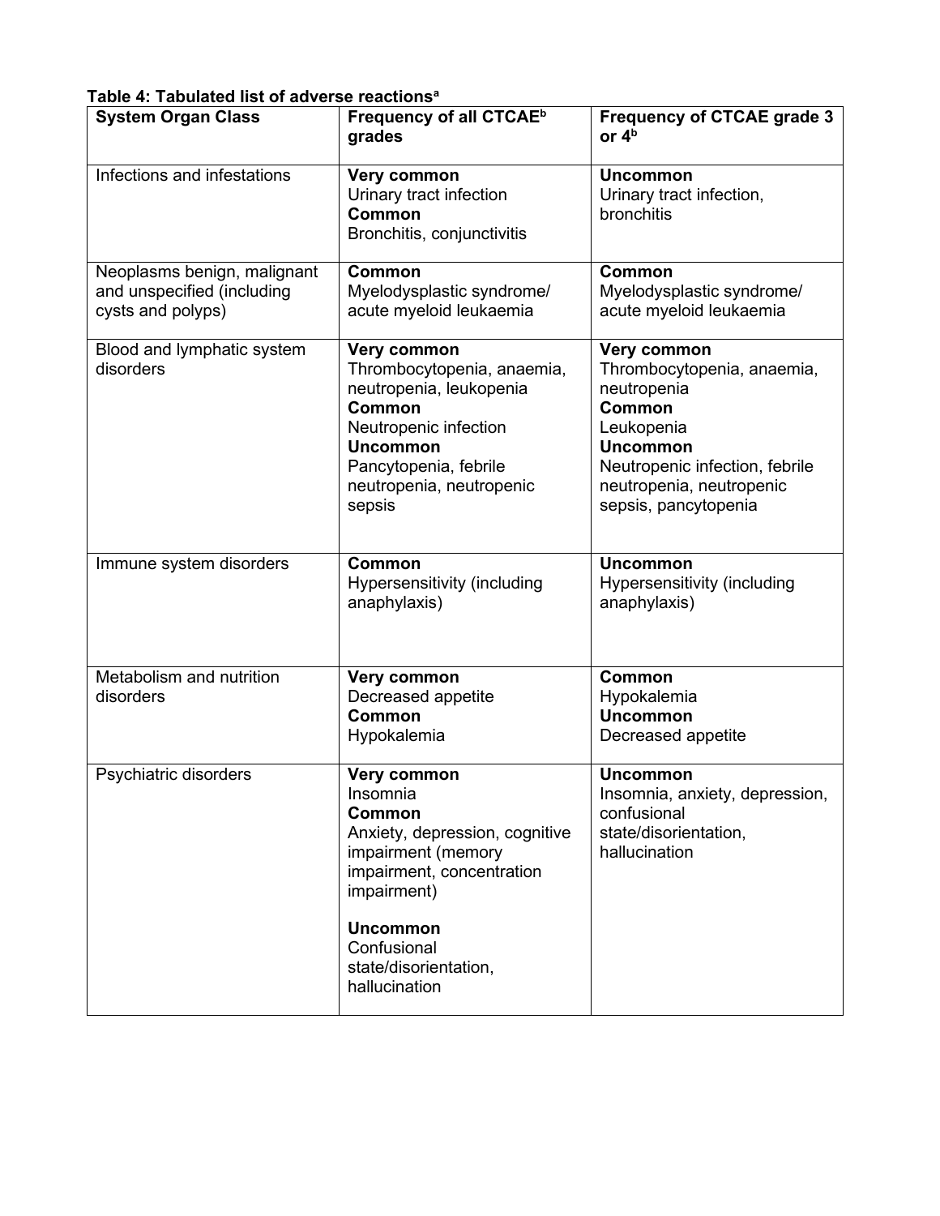**Table 4: Tabulated list of adverse reactions[a]**

| System Organ Class | Frequency of all CTCAE[b] grades | Frequency of CTCAE grade 3 or 4[b] |
|---|---|---|
| Infections and infestations | **Very common**<br>Urinary tract infection<br>**Common**<br>Bronchitis, conjunctivitis | **Uncommon**<br>Urinary tract infection, bronchitis |
| Neoplasms benign, malignant and unspecified (including cysts and polyps) | **Common**<br>Myelodysplastic syndrome/ acute myeloid leukaemia | **Common**<br>Myelodysplastic syndrome/ acute myeloid leukaemia |
| Blood and lymphatic system disorders | **Very common**<br>Thrombocytopenia, anaemia, neutropenia, leukopenia<br>**Common**<br>Neutropenic infection<br>**Uncommon**<br>Pancytopenia, febrile neutropenia, neutropenic sepsis | **Very common**<br>Thrombocytopenia, anaemia, neutropenia<br>**Common**<br>Leukopenia<br>**Uncommon**<br>Neutropenic infection, febrile neutropenia, neutropenic sepsis, pancytopenia |
| Immune system disorders | **Common**<br>Hypersensitivity (including anaphylaxis) | **Uncommon**<br>Hypersensitivity (including anaphylaxis) |
| Metabolism and nutrition disorders | **Very common**<br>Decreased appetite<br>**Common**<br>Hypokalemia | **Common**<br>Hypokalemia<br>**Uncommon**<br>Decreased appetite |
| Psychiatric disorders | **Very common**<br>Insomnia<br>**Common**<br>Anxiety, depression, cognitive impairment (memory impairment, concentration impairment)<br>**Uncommon**<br>Confusional state/disorientation, hallucination | **Uncommon**<br>Insomnia, anxiety, depression, confusional state/disorientation, hallucination |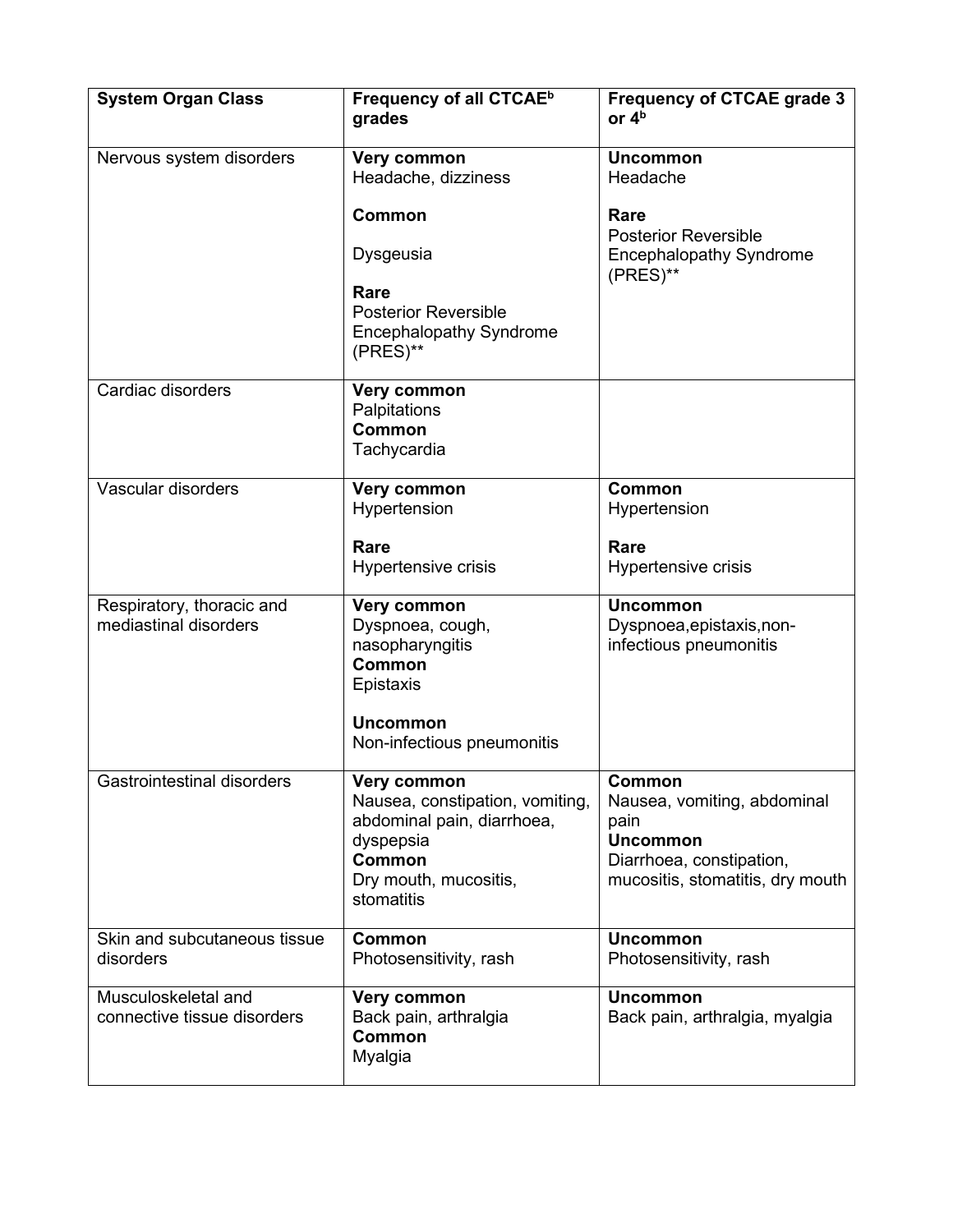| System Organ Class | Frequency of all CTCAE[b] grades | Frequency of CTCAE grade 3 or 4[b] |
|---|---|---|
| Nervous system disorders | **Very common**<br>Headache, dizziness<br><br>**Common**<br><br>Dysgeusia<br><br>**Rare**<br>Posterior Reversible Encephalopathy Syndrome (PRES)** | **Uncommon**<br>Headache<br><br>**Rare**<br>Posterior Reversible Encephalopathy Syndrome (PRES)** |
| Cardiac disorders | **Very common**<br>Palpitations<br>**Common**<br>Tachycardia | |
| Vascular disorders | **Very common**<br>Hypertension<br><br>**Rare**<br>Hypertensive crisis | **Common**<br>Hypertension<br><br>**Rare**<br>Hypertensive crisis |
| Respiratory, thoracic and mediastinal disorders | **Very common**<br>Dyspnoea, cough, nasopharyngitis<br>**Common**<br>Epistaxis<br><br>**Uncommon**<br>Non-infectious pneumonitis | **Uncommon**<br>Dyspnoea,epistaxis,non-infectious pneumonitis |
| Gastrointestinal disorders | **Very common**<br>Nausea, constipation, vomiting, abdominal pain, diarrhoea, dyspepsia<br>**Common**<br>Dry mouth, mucositis, stomatitis | **Common**<br>Nausea, vomiting, abdominal pain<br>**Uncommon**<br>Diarrhoea, constipation, mucositis, stomatitis, dry mouth |
| Skin and subcutaneous tissue disorders | **Common**<br>Photosensitivity, rash | **Uncommon**<br>Photosensitivity, rash |
| Musculoskeletal and connective tissue disorders | **Very common**<br>Back pain, arthralgia<br>**Common**<br>Myalgia | **Uncommon**<br>Back pain, arthralgia, myalgia |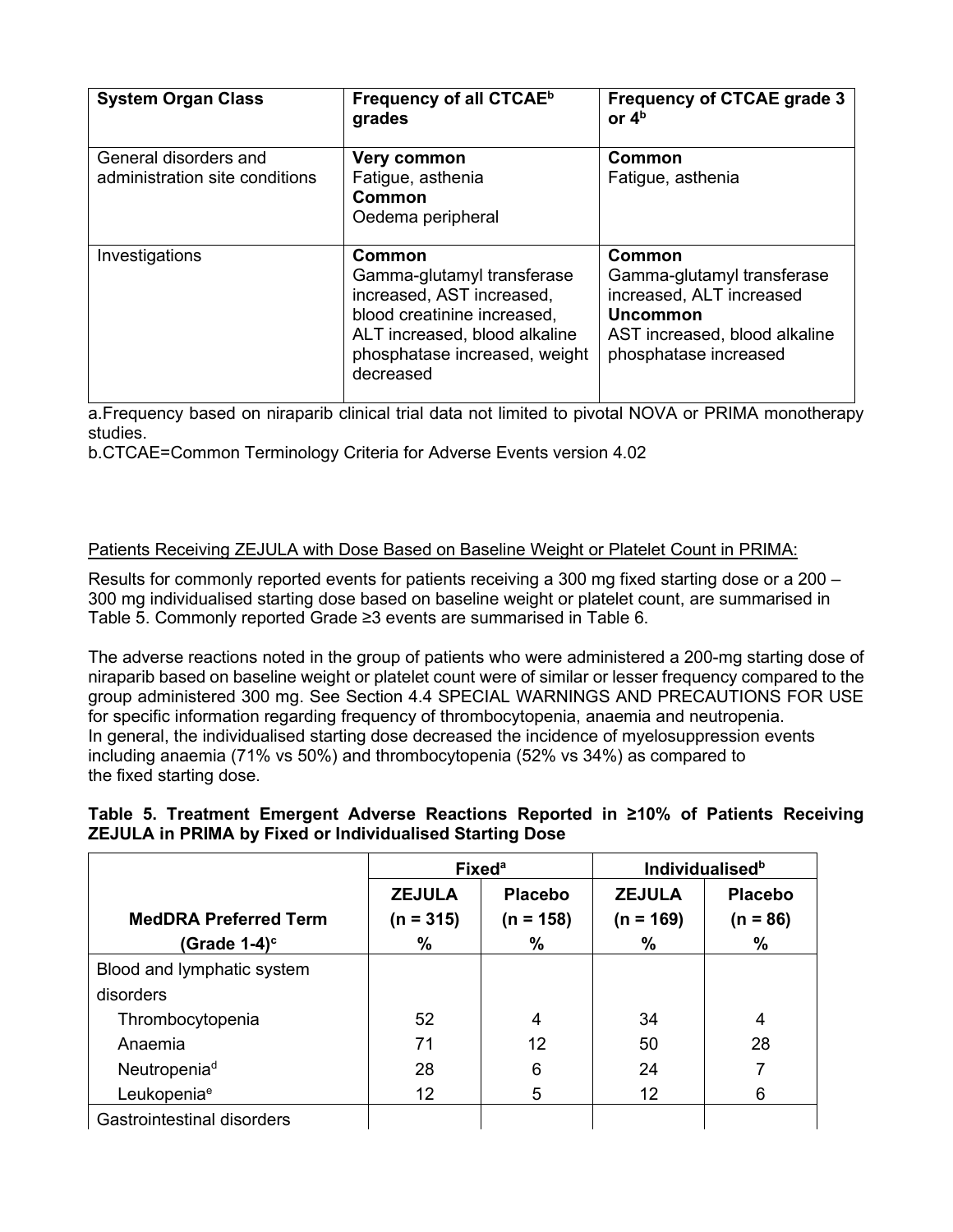| System Organ Class | Frequency of all CTCAE[b] grades | Frequency of CTCAE grade 3 or 4[b] |
|---|---|---|
| General disorders and administration site conditions | **Very common**<br>Fatigue, asthenia<br>**Common**<br>Oedema peripheral | **Common**<br>Fatigue, asthenia |
| Investigations | **Common**<br>Gamma-glutamyl transferase increased, AST increased, blood creatinine increased, ALT increased, blood alkaline phosphatase increased, weight decreased | **Common**<br>Gamma-glutamyl transferase increased, ALT increased<br>**Uncommon**<br>AST increased, blood alkaline phosphatase increased |

a.Frequency based on niraparib clinical trial data not limited to pivotal NOVA or PRIMA monotherapy studies.
b.CTCAE=Common Terminology Criteria for Adverse Events version 4.02

Patients Receiving ZEJULA with Dose Based on Baseline Weight or Platelet Count in PRIMA:

Results for commonly reported events for patients receiving a 300 mg fixed starting dose or a 200 – 300 mg individualised starting dose based on baseline weight or platelet count, are summarised in Table 5. Commonly reported Grade ≥3 events are summarised in Table 6.

The adverse reactions noted in the group of patients who were administered a 200-mg starting dose of niraparib based on baseline weight or platelet count were of similar or lesser frequency compared to the group administered 300 mg. See Section 4.4 SPECIAL WARNINGS AND PRECAUTIONS FOR USE for specific information regarding frequency of thrombocytopenia, anaemia and neutropenia.
In general, the individualised starting dose decreased the incidence of myelosuppression events including anaemia (71% vs 50%) and thrombocytopenia (52% vs 34%) as compared to the fixed starting dose.

**Table 5. Treatment Emergent Adverse Reactions Reported in ≥10% of Patients Receiving ZEJULA in PRIMA by Fixed or Individualised Starting Dose**

| | Fixed[a] | | Individualised[b] | |
|---|---|---|---|---|
| **MedDRA Preferred Term (Grade 1-4)[c]** | **ZEJULA (n = 315) %** | **Placebo (n = 158) %** | **ZEJULA (n = 169) %** | **Placebo (n = 86) %** |
| Blood and lymphatic system disorders | | | | |
| Thrombocytopenia | 52 | 4 | 34 | 4 |
| Anaemia | 71 | 12 | 50 | 28 |
| Neutropenia[d] | 28 | 6 | 24 | 7 |
| Leukopenia[e] | 12 | 5 | 12 | 6 |
| Gastrointestinal disorders | | | | |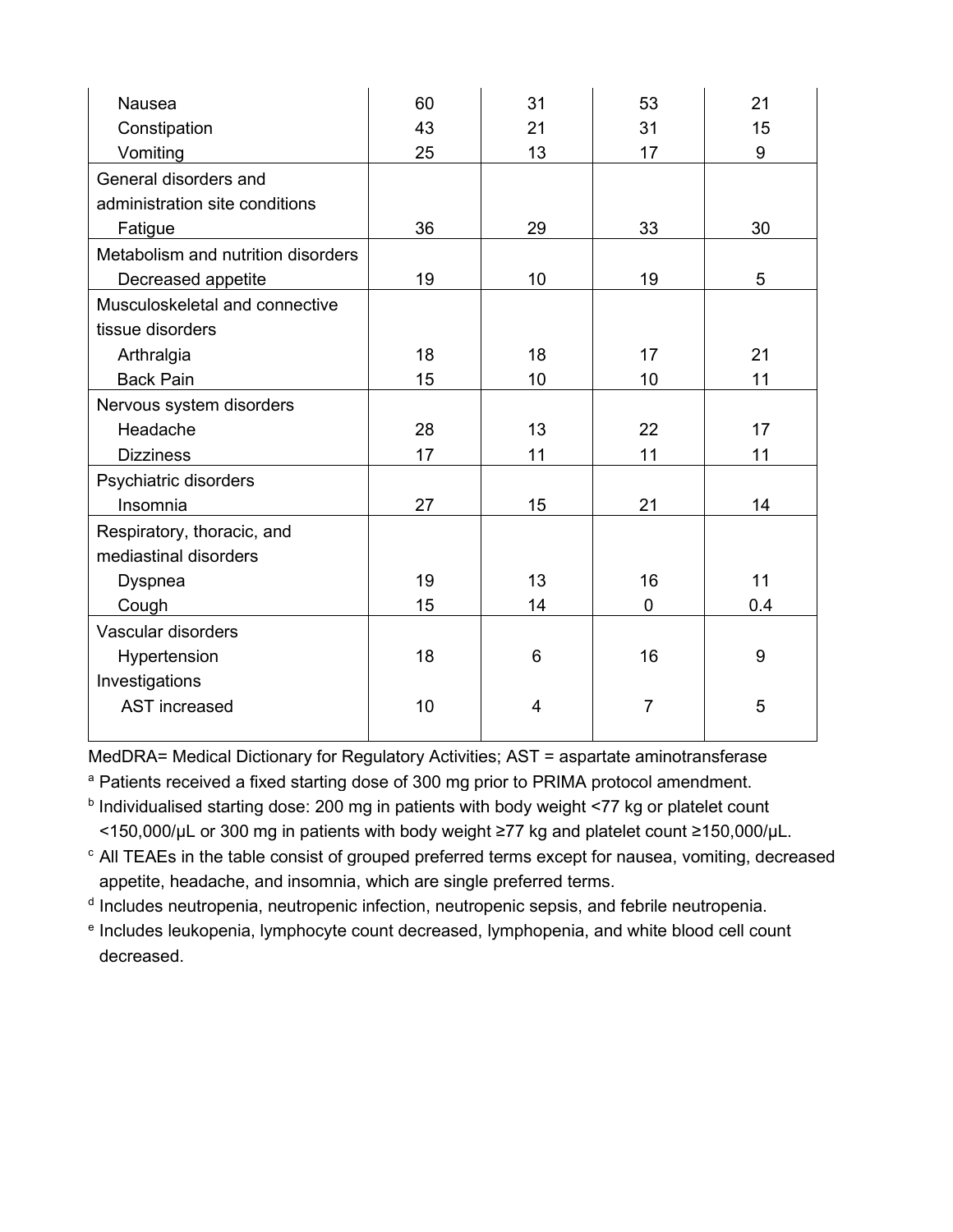| | | | | |
|---|---|---|---|---|
| Nausea | 60 | 31 | 53 | 21 |
| Constipation | 43 | 21 | 31 | 15 |
| Vomiting | 25 | 13 | 17 | 9 |
| General disorders and administration site conditions | | | | |
| Fatigue | 36 | 29 | 33 | 30 |
| Metabolism and nutrition disorders | | | | |
| Decreased appetite | 19 | 10 | 19 | 5 |
| Musculoskeletal and connective tissue disorders | | | | |
| Arthralgia | 18 | 18 | 17 | 21 |
| Back Pain | 15 | 10 | 10 | 11 |
| Nervous system disorders | | | | |
| Headache | 28 | 13 | 22 | 17 |
| Dizziness | 17 | 11 | 11 | 11 |
| Psychiatric disorders | | | | |
| Insomnia | 27 | 15 | 21 | 14 |
| Respiratory, thoracic, and mediastinal disorders | | | | |
| Dyspnea | 19 | 13 | 16 | 11 |
| Cough | 15 | 14 | 0 | 0.4 |
| Vascular disorders | | | | |
| Hypertension | 18 | 6 | 16 | 9 |
| Investigations | | | | |
| AST increased | 10 | 4 | 7 | 5 |

MedDRA= Medical Dictionary for Regulatory Activities; AST = aspartate aminotransferase

[a] Patients received a fixed starting dose of 300 mg prior to PRIMA protocol amendment.

[b] Individualised starting dose: 200 mg in patients with body weight <77 kg or platelet count <150,000/μL or 300 mg in patients with body weight ≥77 kg and platelet count ≥150,000/μL.

[c] All TEAEs in the table consist of grouped preferred terms except for nausea, vomiting, decreased appetite, headache, and insomnia, which are single preferred terms.

[d] Includes neutropenia, neutropenic infection, neutropenic sepsis, and febrile neutropenia.

[e] Includes leukopenia, lymphocyte count decreased, lymphopenia, and white blood cell count decreased.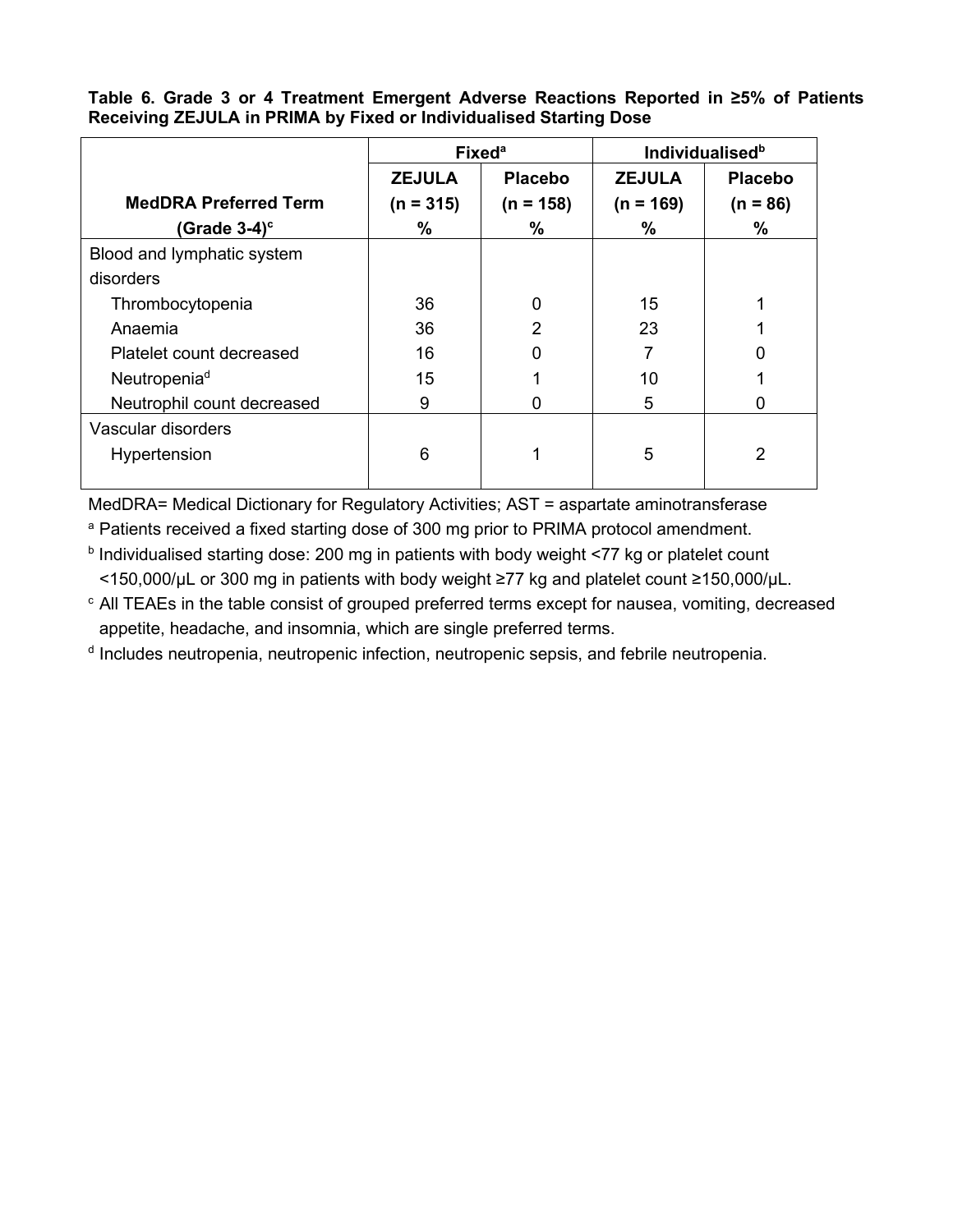**Table 6. Grade 3 or 4 Treatment Emergent Adverse Reactions Reported in ≥5% of Patients Receiving ZEJULA in PRIMA by Fixed or Individualised Starting Dose**

| | Fixed[a] | | Individualised[b] | |
|---|---|---|---|---|
| **MedDRA Preferred Term (Grade 3-4)[c]** | **ZEJULA (n = 315) %** | **Placebo (n = 158) %** | **ZEJULA (n = 169) %** | **Placebo (n = 86) %** |
| Blood and lymphatic system disorders | | | | |
| Thrombocytopenia | 36 | 0 | 15 | 1 |
| Anaemia | 36 | 2 | 23 | 1 |
| Platelet count decreased | 16 | 0 | 7 | 0 |
| Neutropenia[d] | 15 | 1 | 10 | 1 |
| Neutrophil count decreased | 9 | 0 | 5 | 0 |
| Vascular disorders | | | | |
| Hypertension | 6 | 1 | 5 | 2 |

MedDRA= Medical Dictionary for Regulatory Activities; AST = aspartate aminotransferase

[a] Patients received a fixed starting dose of 300 mg prior to PRIMA protocol amendment.

[b] Individualised starting dose: 200 mg in patients with body weight <77 kg or platelet count <150,000/μL or 300 mg in patients with body weight ≥77 kg and platelet count ≥150,000/μL.

[c] All TEAEs in the table consist of grouped preferred terms except for nausea, vomiting, decreased appetite, headache, and insomnia, which are single preferred terms.

[d] Includes neutropenia, neutropenic infection, neutropenic sepsis, and febrile neutropenia.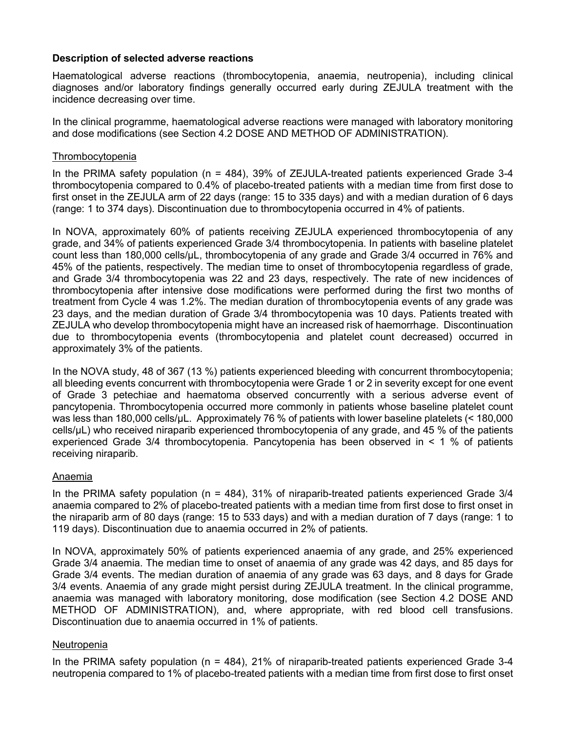**Description of selected adverse reactions**

Haematological adverse reactions (thrombocytopenia, anaemia, neutropenia), including clinical diagnoses and/or laboratory findings generally occurred early during ZEJULA treatment with the incidence decreasing over time.

In the clinical programme, haematological adverse reactions were managed with laboratory monitoring and dose modifications (see Section 4.2 DOSE AND METHOD OF ADMINISTRATION).

Thrombocytopenia

In the PRIMA safety population (n = 484), 39% of ZEJULA-treated patients experienced Grade 3-4 thrombocytopenia compared to 0.4% of placebo-treated patients with a median time from first dose to first onset in the ZEJULA arm of 22 days (range: 15 to 335 days) and with a median duration of 6 days (range: 1 to 374 days). Discontinuation due to thrombocytopenia occurred in 4% of patients.

In NOVA, approximately 60% of patients receiving ZEJULA experienced thrombocytopenia of any grade, and 34% of patients experienced Grade 3/4 thrombocytopenia. In patients with baseline platelet count less than 180,000 cells/μL, thrombocytopenia of any grade and Grade 3/4 occurred in 76% and 45% of the patients, respectively. The median time to onset of thrombocytopenia regardless of grade, and Grade 3/4 thrombocytopenia was 22 and 23 days, respectively. The rate of new incidences of thrombocytopenia after intensive dose modifications were performed during the first two months of treatment from Cycle 4 was 1.2%. The median duration of thrombocytopenia events of any grade was 23 days, and the median duration of Grade 3/4 thrombocytopenia was 10 days. Patients treated with ZEJULA who develop thrombocytopenia might have an increased risk of haemorrhage. Discontinuation due to thrombocytopenia events (thrombocytopenia and platelet count decreased) occurred in approximately 3% of the patients.

In the NOVA study, 48 of 367 (13 %) patients experienced bleeding with concurrent thrombocytopenia; all bleeding events concurrent with thrombocytopenia were Grade 1 or 2 in severity except for one event of Grade 3 petechiae and haematoma observed concurrently with a serious adverse event of pancytopenia. Thrombocytopenia occurred more commonly in patients whose baseline platelet count was less than 180,000 cells/μL. Approximately 76 % of patients with lower baseline platelets (< 180,000 cells/μL) who received niraparib experienced thrombocytopenia of any grade, and 45 % of the patients experienced Grade 3/4 thrombocytopenia. Pancytopenia has been observed in < 1 % of patients receiving niraparib.

Anaemia

In the PRIMA safety population (n = 484), 31% of niraparib-treated patients experienced Grade 3/4 anaemia compared to 2% of placebo-treated patients with a median time from first dose to first onset in the niraparib arm of 80 days (range: 15 to 533 days) and with a median duration of 7 days (range: 1 to 119 days). Discontinuation due to anaemia occurred in 2% of patients.

In NOVA, approximately 50% of patients experienced anaemia of any grade, and 25% experienced Grade 3/4 anaemia. The median time to onset of anaemia of any grade was 42 days, and 85 days for Grade 3/4 events. The median duration of anaemia of any grade was 63 days, and 8 days for Grade 3/4 events. Anaemia of any grade might persist during ZEJULA treatment. In the clinical programme, anaemia was managed with laboratory monitoring, dose modification (see Section 4.2 DOSE AND METHOD OF ADMINISTRATION), and, where appropriate, with red blood cell transfusions. Discontinuation due to anaemia occurred in 1% of patients.

Neutropenia

In the PRIMA safety population (n = 484), 21% of niraparib-treated patients experienced Grade 3-4 neutropenia compared to 1% of placebo-treated patients with a median time from first dose to first onset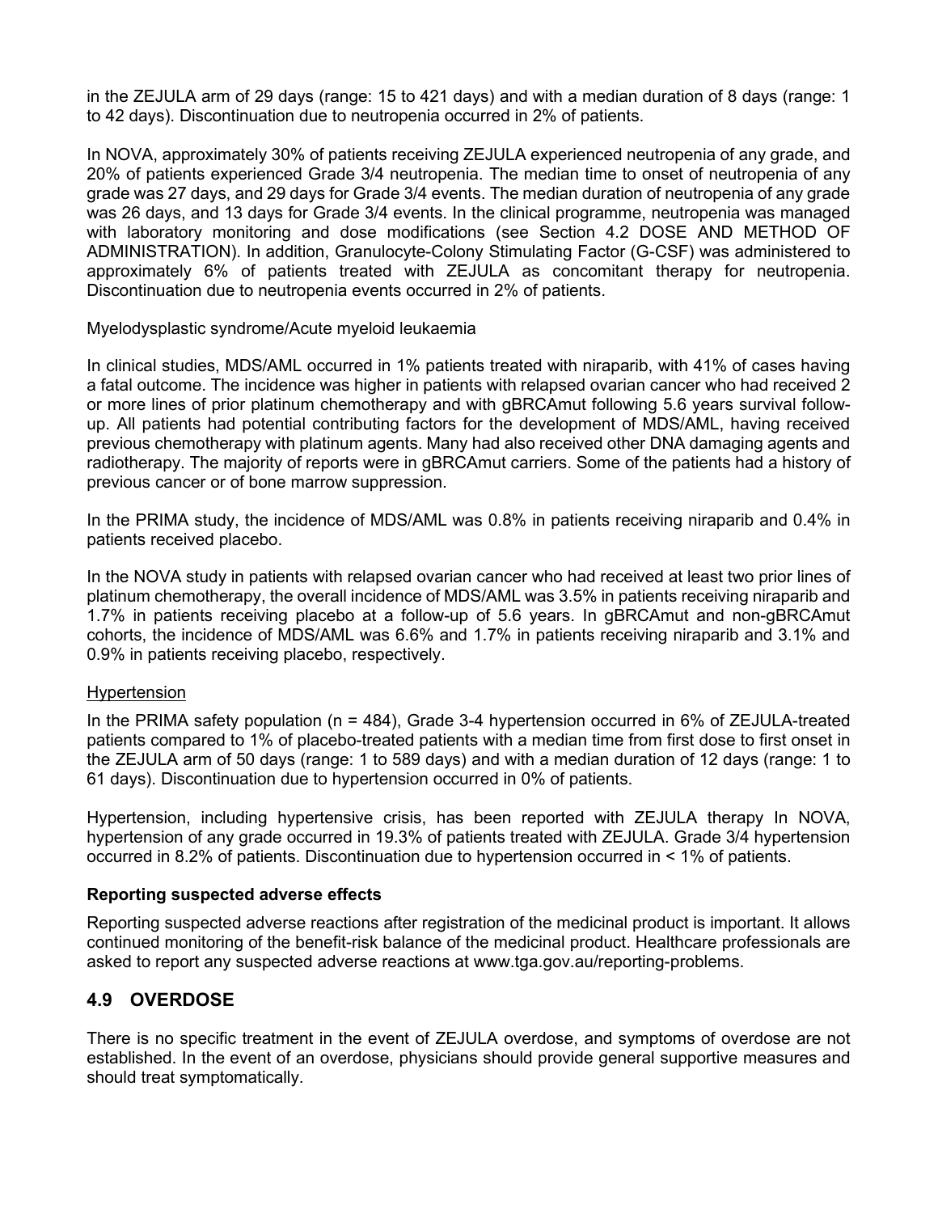in the ZEJULA arm of 29 days (range: 15 to 421 days) and with a median duration of 8 days (range: 1 to 42 days). Discontinuation due to neutropenia occurred in 2% of patients.

In NOVA, approximately 30% of patients receiving ZEJULA experienced neutropenia of any grade, and 20% of patients experienced Grade 3/4 neutropenia. The median time to onset of neutropenia of any grade was 27 days, and 29 days for Grade 3/4 events. The median duration of neutropenia of any grade was 26 days, and 13 days for Grade 3/4 events. In the clinical programme, neutropenia was managed with laboratory monitoring and dose modifications (see Section 4.2 DOSE AND METHOD OF ADMINISTRATION). In addition, Granulocyte-Colony Stimulating Factor (G-CSF) was administered to approximately 6% of patients treated with ZEJULA as concomitant therapy for neutropenia. Discontinuation due to neutropenia events occurred in 2% of patients.

Myelodysplastic syndrome/Acute myeloid leukaemia

In clinical studies, MDS/AML occurred in 1% patients treated with niraparib, with 41% of cases having a fatal outcome. The incidence was higher in patients with relapsed ovarian cancer who had received 2 or more lines of prior platinum chemotherapy and with gBRCAmut following 5.6 years survival follow-up. All patients had potential contributing factors for the development of MDS/AML, having received previous chemotherapy with platinum agents. Many had also received other DNA damaging agents and radiotherapy. The majority of reports were in gBRCAmut carriers. Some of the patients had a history of previous cancer or of bone marrow suppression.

In the PRIMA study, the incidence of MDS/AML was 0.8% in patients receiving niraparib and 0.4% in patients received placebo.

In the NOVA study in patients with relapsed ovarian cancer who had received at least two prior lines of platinum chemotherapy, the overall incidence of MDS/AML was 3.5% in patients receiving niraparib and 1.7% in patients receiving placebo at a follow-up of 5.6 years. In gBRCAmut and non-gBRCAmut cohorts, the incidence of MDS/AML was 6.6% and 1.7% in patients receiving niraparib and 3.1% and 0.9% in patients receiving placebo, respectively.

Hypertension

In the PRIMA safety population (n = 484), Grade 3-4 hypertension occurred in 6% of ZEJULA-treated patients compared to 1% of placebo-treated patients with a median time from first dose to first onset in the ZEJULA arm of 50 days (range: 1 to 589 days) and with a median duration of 12 days (range: 1 to 61 days). Discontinuation due to hypertension occurred in 0% of patients.

Hypertension, including hypertensive crisis, has been reported with ZEJULA therapy In NOVA, hypertension of any grade occurred in 19.3% of patients treated with ZEJULA. Grade 3/4 hypertension occurred in 8.2% of patients. Discontinuation due to hypertension occurred in < 1% of patients.

**Reporting suspected adverse effects**

Reporting suspected adverse reactions after registration of the medicinal product is important. It allows continued monitoring of the benefit-risk balance of the medicinal product. Healthcare professionals are asked to report any suspected adverse reactions at www.tga.gov.au/reporting-problems.

## 4.9 OVERDOSE

There is no specific treatment in the event of ZEJULA overdose, and symptoms of overdose are not established. In the event of an overdose, physicians should provide general supportive measures and should treat symptomatically.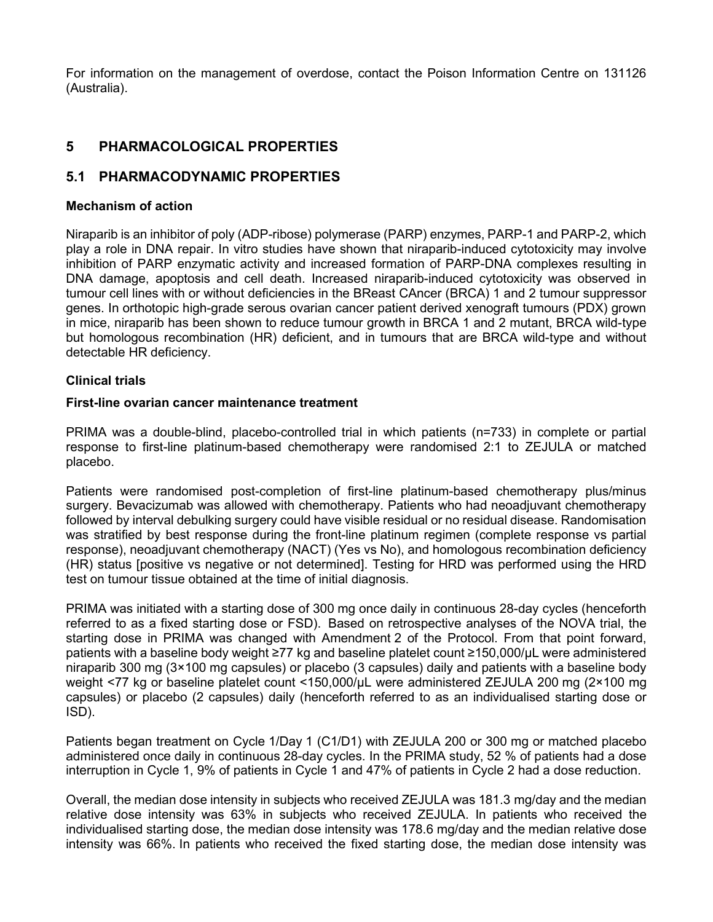For information on the management of overdose, contact the Poison Information Centre on 131126 (Australia).

# 5 PHARMACOLOGICAL PROPERTIES

## 5.1 PHARMACODYNAMIC PROPERTIES

### Mechanism of action

Niraparib is an inhibitor of poly (ADP-ribose) polymerase (PARP) enzymes, PARP-1 and PARP-2, which play a role in DNA repair. In vitro studies have shown that niraparib-induced cytotoxicity may involve inhibition of PARP enzymatic activity and increased formation of PARP-DNA complexes resulting in DNA damage, apoptosis and cell death. Increased niraparib-induced cytotoxicity was observed in tumour cell lines with or without deficiencies in the BReast CAncer (BRCA) 1 and 2 tumour suppressor genes. In orthotopic high-grade serous ovarian cancer patient derived xenograft tumours (PDX) grown in mice, niraparib has been shown to reduce tumour growth in BRCA 1 and 2 mutant, BRCA wild-type but homologous recombination (HR) deficient, and in tumours that are BRCA wild-type and without detectable HR deficiency.

### Clinical trials

#### First-line ovarian cancer maintenance treatment

PRIMA was a double-blind, placebo-controlled trial in which patients (n=733) in complete or partial response to first-line platinum-based chemotherapy were randomised 2:1 to ZEJULA or matched placebo.

Patients were randomised post-completion of first-line platinum-based chemotherapy plus/minus surgery. Bevacizumab was allowed with chemotherapy. Patients who had neoadjuvant chemotherapy followed by interval debulking surgery could have visible residual or no residual disease. Randomisation was stratified by best response during the front-line platinum regimen (complete response vs partial response), neoadjuvant chemotherapy (NACT) (Yes vs No), and homologous recombination deficiency (HR) status [positive vs negative or not determined]. Testing for HRD was performed using the HRD test on tumour tissue obtained at the time of initial diagnosis.

PRIMA was initiated with a starting dose of 300 mg once daily in continuous 28-day cycles (henceforth referred to as a fixed starting dose or FSD). Based on retrospective analyses of the NOVA trial, the starting dose in PRIMA was changed with Amendment 2 of the Protocol. From that point forward, patients with a baseline body weight ≥77 kg and baseline platelet count ≥150,000/μL were administered niraparib 300 mg (3×100 mg capsules) or placebo (3 capsules) daily and patients with a baseline body weight <77 kg or baseline platelet count <150,000/μL were administered ZEJULA 200 mg (2×100 mg capsules) or placebo (2 capsules) daily (henceforth referred to as an individualised starting dose or ISD).

Patients began treatment on Cycle 1/Day 1 (C1/D1) with ZEJULA 200 or 300 mg or matched placebo administered once daily in continuous 28-day cycles. In the PRIMA study, 52 % of patients had a dose interruption in Cycle 1, 9% of patients in Cycle 1 and 47% of patients in Cycle 2 had a dose reduction.

Overall, the median dose intensity in subjects who received ZEJULA was 181.3 mg/day and the median relative dose intensity was 63% in subjects who received ZEJULA. In patients who received the individualised starting dose, the median dose intensity was 178.6 mg/day and the median relative dose intensity was 66%. In patients who received the fixed starting dose, the median dose intensity was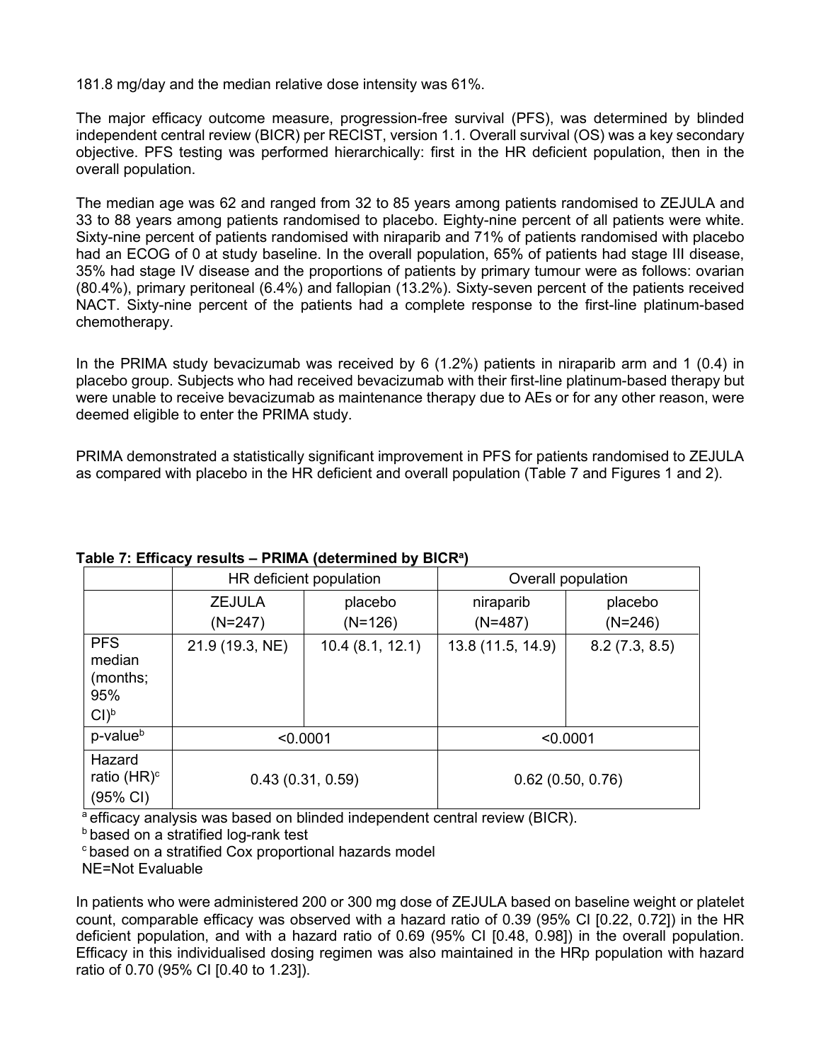181.8 mg/day and the median relative dose intensity was 61%.

The major efficacy outcome measure, progression-free survival (PFS), was determined by blinded independent central review (BICR) per RECIST, version 1.1. Overall survival (OS) was a key secondary objective. PFS testing was performed hierarchically: first in the HR deficient population, then in the overall population.

The median age was 62 and ranged from 32 to 85 years among patients randomised to ZEJULA and 33 to 88 years among patients randomised to placebo. Eighty-nine percent of all patients were white. Sixty-nine percent of patients randomised with niraparib and 71% of patients randomised with placebo had an ECOG of 0 at study baseline. In the overall population, 65% of patients had stage III disease, 35% had stage IV disease and the proportions of patients by primary tumour were as follows: ovarian (80.4%), primary peritoneal (6.4%) and fallopian (13.2%). Sixty-seven percent of the patients received NACT. Sixty-nine percent of the patients had a complete response to the first-line platinum-based chemotherapy.

In the PRIMA study bevacizumab was received by 6 (1.2%) patients in niraparib arm and 1 (0.4) in placebo group. Subjects who had received bevacizumab with their first-line platinum-based therapy but were unable to receive bevacizumab as maintenance therapy due to AEs or for any other reason, were deemed eligible to enter the PRIMA study.

PRIMA demonstrated a statistically significant improvement in PFS for patients randomised to ZEJULA as compared with placebo in the HR deficient and overall population (Table 7 and Figures 1 and 2).

**Table 7: Efficacy results – PRIMA (determined by BICR[a])**

| | HR deficient population | | Overall population | |
|---|---|---|---|---|
| | ZEJULA (N=247) | placebo (N=126) | niraparib (N=487) | placebo (N=246) |
| PFS median (months; 95% CI)[b] | 21.9 (19.3, NE) | 10.4 (8.1, 12.1) | 13.8 (11.5, 14.9) | 8.2 (7.3, 8.5) |
| p-value[b] | <0.0001 | | <0.0001 | |
| Hazard ratio (HR)[c] (95% CI) | 0.43 (0.31, 0.59) | | 0.62 (0.50, 0.76) | |

[a] efficacy analysis was based on blinded independent central review (BICR).
[b] based on a stratified log-rank test
[c] based on a stratified Cox proportional hazards model
NE=Not Evaluable

In patients who were administered 200 or 300 mg dose of ZEJULA based on baseline weight or platelet count, comparable efficacy was observed with a hazard ratio of 0.39 (95% CI [0.22, 0.72]) in the HR deficient population, and with a hazard ratio of 0.69 (95% CI [0.48, 0.98]) in the overall population. Efficacy in this individualised dosing regimen was also maintained in the HRp population with hazard ratio of 0.70 (95% CI [0.40 to 1.23]).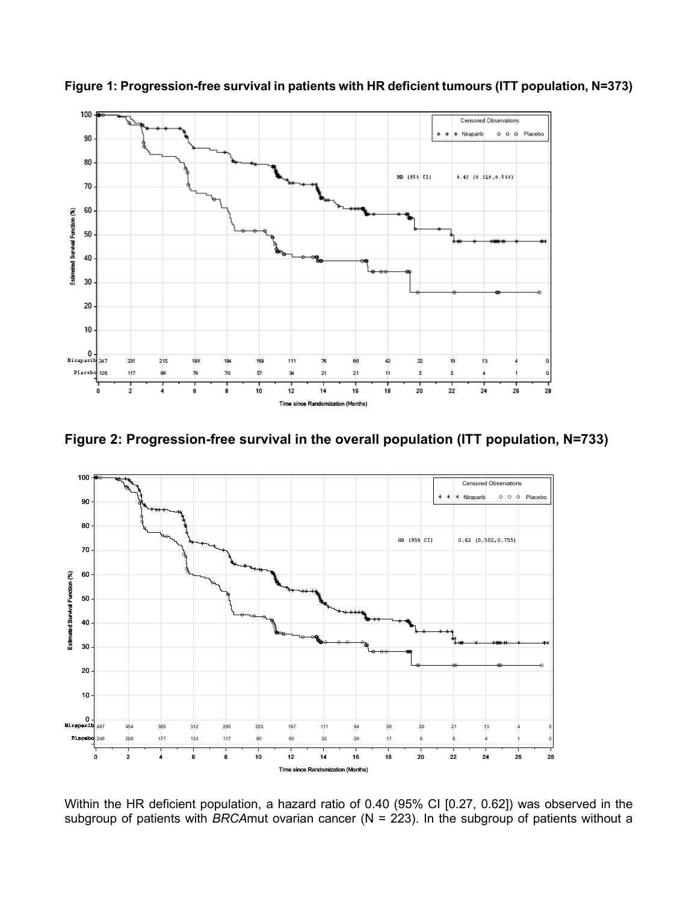**Figure 1: Progression-free survival in patients with HR deficient tumours (ITT population, N=373)**

**Figure 2: Progression-free survival in the overall population (ITT population, N=733)**

Within the HR deficient population, a hazard ratio of 0.40 (95% CI [0.27, 0.62]) was observed in the subgroup of patients with *BRCA*mut ovarian cancer (N = 223). In the subgroup of patients without a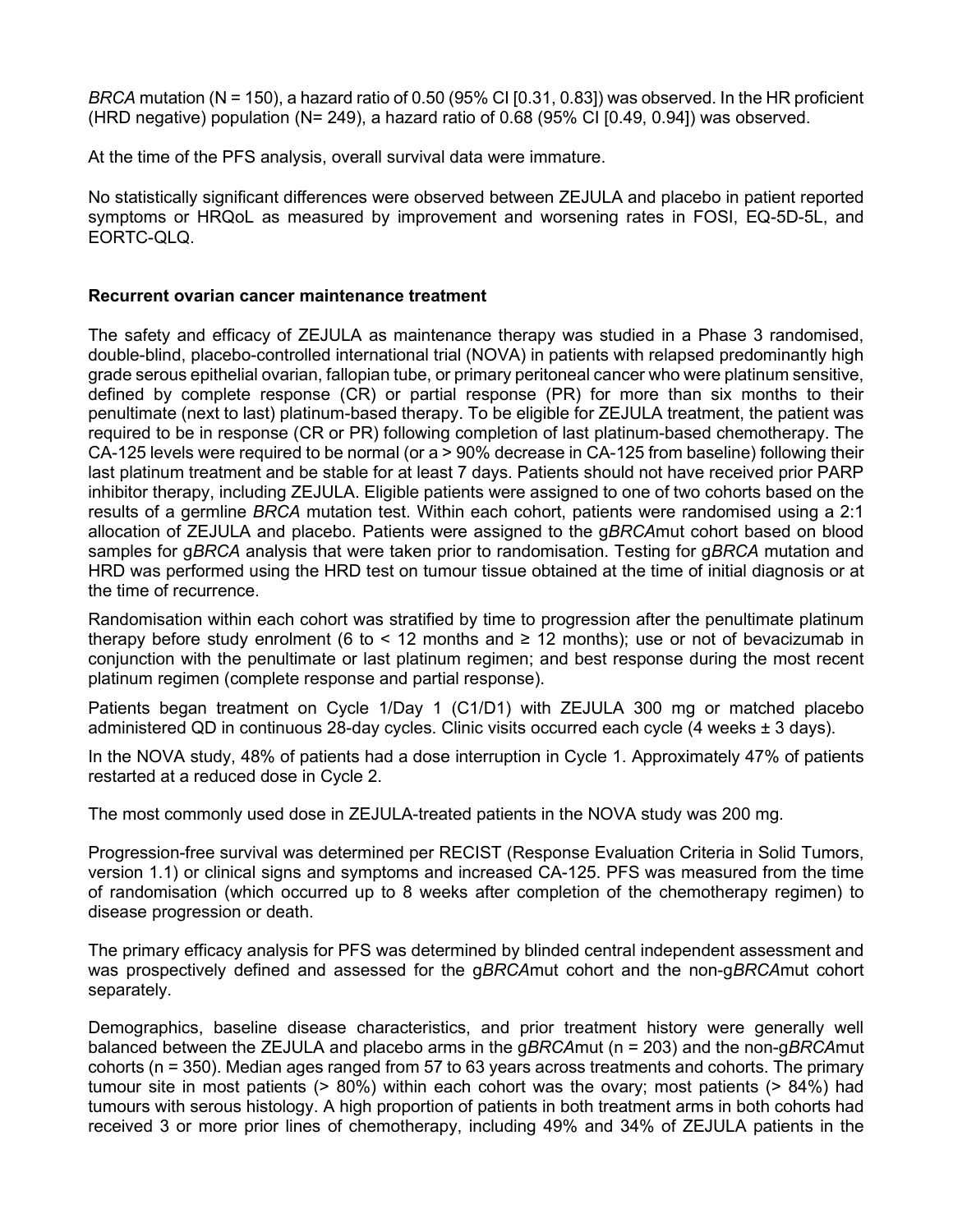*BRCA* mutation (N = 150), a hazard ratio of 0.50 (95% CI [0.31, 0.83]) was observed. In the HR proficient (HRD negative) population (N= 249), a hazard ratio of 0.68 (95% CI [0.49, 0.94]) was observed.

At the time of the PFS analysis, overall survival data were immature.

No statistically significant differences were observed between ZEJULA and placebo in patient reported symptoms or HRQoL as measured by improvement and worsening rates in FOSI, EQ-5D-5L, and EORTC-QLQ.

**Recurrent ovarian cancer maintenance treatment**

The safety and efficacy of ZEJULA as maintenance therapy was studied in a Phase 3 randomised, double-blind, placebo-controlled international trial (NOVA) in patients with relapsed predominantly high grade serous epithelial ovarian, fallopian tube, or primary peritoneal cancer who were platinum sensitive, defined by complete response (CR) or partial response (PR) for more than six months to their penultimate (next to last) platinum-based therapy. To be eligible for ZEJULA treatment, the patient was required to be in response (CR or PR) following completion of last platinum-based chemotherapy. The CA-125 levels were required to be normal (or a > 90% decrease in CA-125 from baseline) following their last platinum treatment and be stable for at least 7 days. Patients should not have received prior PARP inhibitor therapy, including ZEJULA. Eligible patients were assigned to one of two cohorts based on the results of a germline *BRCA* mutation test. Within each cohort, patients were randomised using a 2:1 allocation of ZEJULA and placebo. Patients were assigned to the g*BRCA*mut cohort based on blood samples for g*BRCA* analysis that were taken prior to randomisation. Testing for g*BRCA* mutation and HRD was performed using the HRD test on tumour tissue obtained at the time of initial diagnosis or at the time of recurrence.

Randomisation within each cohort was stratified by time to progression after the penultimate platinum therapy before study enrolment (6 to < 12 months and ≥ 12 months); use or not of bevacizumab in conjunction with the penultimate or last platinum regimen; and best response during the most recent platinum regimen (complete response and partial response).

Patients began treatment on Cycle 1/Day 1 (C1/D1) with ZEJULA 300 mg or matched placebo administered QD in continuous 28-day cycles. Clinic visits occurred each cycle (4 weeks ± 3 days).

In the NOVA study, 48% of patients had a dose interruption in Cycle 1. Approximately 47% of patients restarted at a reduced dose in Cycle 2.

The most commonly used dose in ZEJULA-treated patients in the NOVA study was 200 mg.

Progression-free survival was determined per RECIST (Response Evaluation Criteria in Solid Tumors, version 1.1) or clinical signs and symptoms and increased CA-125. PFS was measured from the time of randomisation (which occurred up to 8 weeks after completion of the chemotherapy regimen) to disease progression or death.

The primary efficacy analysis for PFS was determined by blinded central independent assessment and was prospectively defined and assessed for the g*BRCA*mut cohort and the non-g*BRCA*mut cohort separately.

Demographics, baseline disease characteristics, and prior treatment history were generally well balanced between the ZEJULA and placebo arms in the g*BRCA*mut (n = 203) and the non-g*BRCA*mut cohorts (n = 350). Median ages ranged from 57 to 63 years across treatments and cohorts. The primary tumour site in most patients (> 80%) within each cohort was the ovary; most patients (> 84%) had tumours with serous histology. A high proportion of patients in both treatment arms in both cohorts had received 3 or more prior lines of chemotherapy, including 49% and 34% of ZEJULA patients in the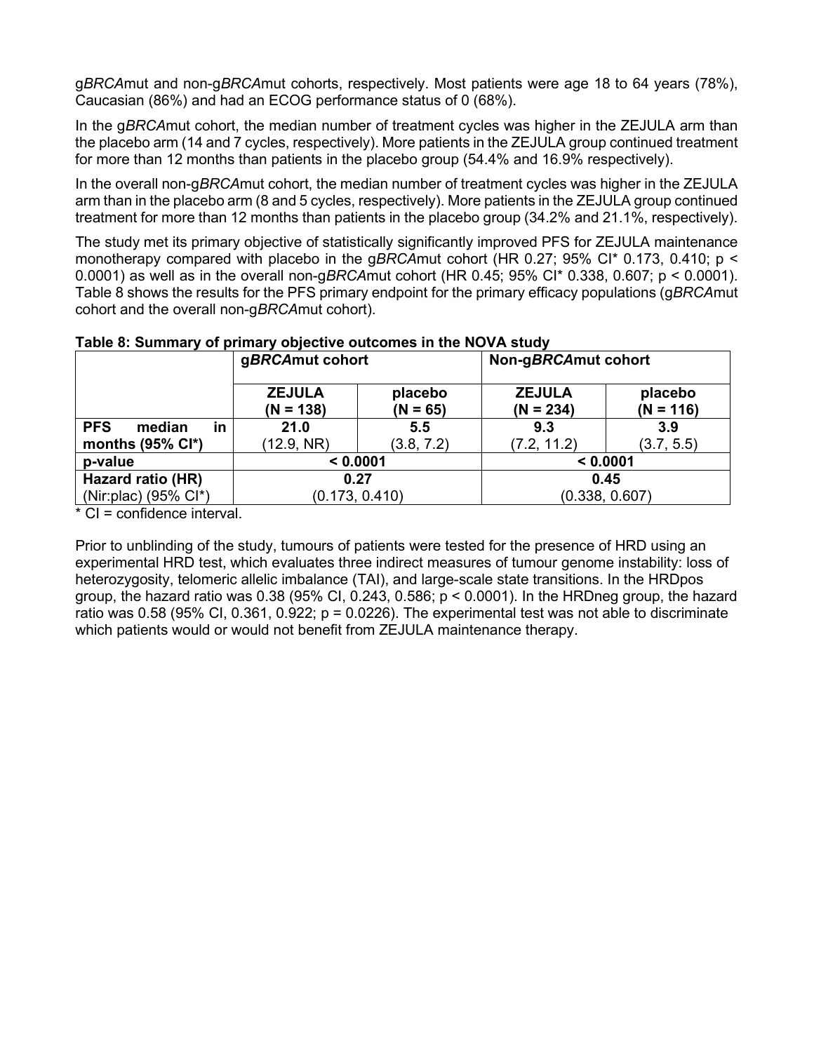g*BRCA*mut and non-g*BRCA*mut cohorts, respectively. Most patients were age 18 to 64 years (78%), Caucasian (86%) and had an ECOG performance status of 0 (68%).

In the g*BRCA*mut cohort, the median number of treatment cycles was higher in the ZEJULA arm than the placebo arm (14 and 7 cycles, respectively). More patients in the ZEJULA group continued treatment for more than 12 months than patients in the placebo group (54.4% and 16.9% respectively).

In the overall non-g*BRCA*mut cohort, the median number of treatment cycles was higher in the ZEJULA arm than in the placebo arm (8 and 5 cycles, respectively). More patients in the ZEJULA group continued treatment for more than 12 months than patients in the placebo group (34.2% and 21.1%, respectively).

The study met its primary objective of statistically significantly improved PFS for ZEJULA maintenance monotherapy compared with placebo in the g*BRCA*mut cohort (HR 0.27; 95% CI* 0.173, 0.410; $p < 0.0001$) as well as in the overall non-g*BRCA*mut cohort (HR 0.45; 95% CI* 0.338, 0.607; $p < 0.0001$). Table 8 shows the results for the PFS primary endpoint for the primary efficacy populations (g*BRCA*mut cohort and the overall non-g*BRCA*mut cohort).

**Table 8: Summary of primary objective outcomes in the NOVA study**

| | **g*BRCA*mut cohort** | | **Non-g*BRCA*mut cohort** | |
|---|---|---|---|---|
| | **ZEJULA (N = 138)** | **placebo (N = 65)** | **ZEJULA (N = 234)** | **placebo (N = 116)** |
| **PFS median in months (95% CI*)** | **21.0** (12.9, NR) | **5.5** (3.8, 7.2) | **9.3** (7.2, 11.2) | **3.9** (3.7, 5.5) |
| **p-value** | **< 0.0001** | | **< 0.0001** | |
| **Hazard ratio (HR)** (Nir:plac) (95% CI*) | **0.27** (0.173, 0.410) | | **0.45** (0.338, 0.607) | |

\* CI = confidence interval.

Prior to unblinding of the study, tumours of patients were tested for the presence of HRD using an experimental HRD test, which evaluates three indirect measures of tumour genome instability: loss of heterozygosity, telomeric allelic imbalance (TAI), and large-scale state transitions. In the HRDpos group, the hazard ratio was 0.38 (95% CI, 0.243, 0.586; $p < 0.0001$). In the HRDneg group, the hazard ratio was 0.58 (95% CI, 0.361, 0.922; $p = 0.0226$). The experimental test was not able to discriminate which patients would or would not benefit from ZEJULA maintenance therapy.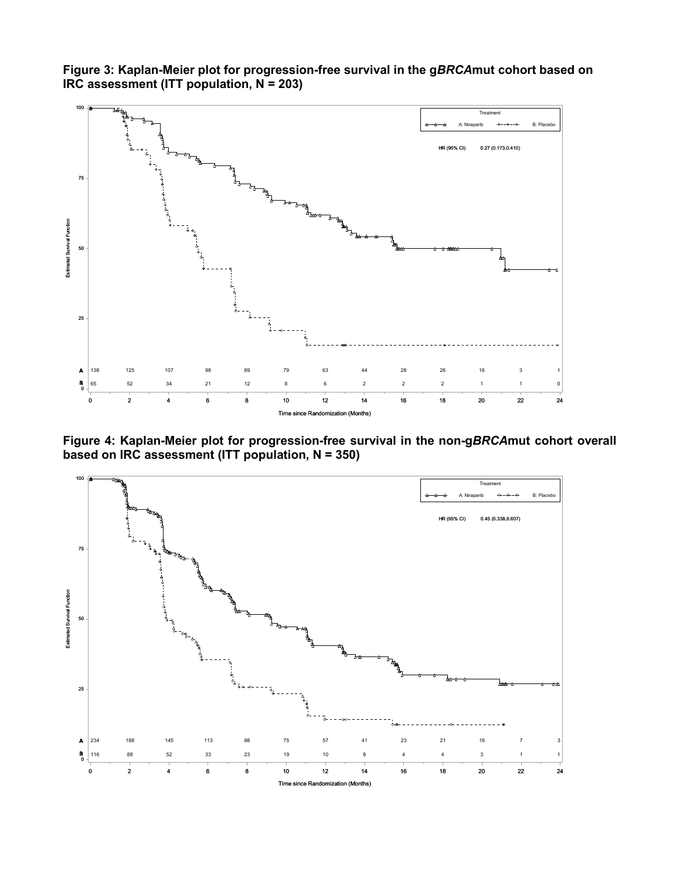**Figure 3: Kaplan-Meier plot for progression-free survival in the g*BRCA*mut cohort based on IRC assessment (ITT population, N = 203)**

Treatment: A: Niraparib; B: Placebo

HR (95% CI) 0.27 (0.173,0.410)

| | 0 | 2 | 4 | 6 | 8 | 10 | 12 | 14 | 16 | 18 | 20 | 22 | 24 |
|---|---|---|---|---|---|---|---|---|---|---|---|---|---|
| A | 138 | 125 | 107 | 98 | 89 | 79 | 63 | 44 | 28 | 26 | 16 | 3 | 1 |
| B | 65 | 52 | 34 | 21 | 12 | 8 | 6 | 2 | 2 | 2 | 1 | 1 | 0 |

Estimated Survival Function

Time since Randomization (Months)

**Figure 4: Kaplan-Meier plot for progression-free survival in the non-g*BRCA*mut cohort overall based on IRC assessment (ITT population, N = 350)**

Treatment: A: Niraparib; B: Placebo

HR (95% CI) 0.45 (0.338,0.607)

| | 0 | 2 | 4 | 6 | 8 | 10 | 12 | 14 | 16 | 18 | 20 | 22 | 24 |
|---|---|---|---|---|---|---|---|---|---|---|---|---|---|
| A | 234 | 188 | 145 | 113 | 88 | 75 | 57 | 41 | 23 | 21 | 16 | 7 | 3 |
| B | 116 | 88 | 52 | 33 | 23 | 19 | 10 | 8 | 4 | 4 | 3 | 1 | 1 |

Estimated Survival Function

Time since Randomization (Months)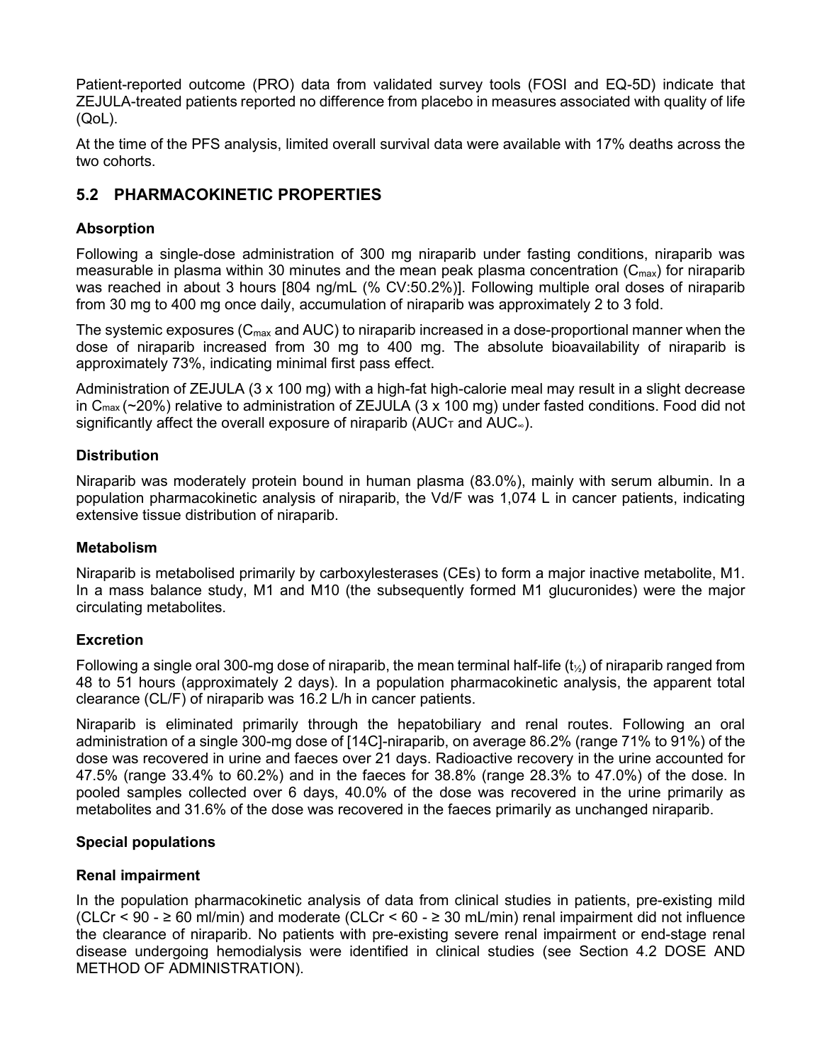Patient-reported outcome (PRO) data from validated survey tools (FOSI and EQ-5D) indicate that ZEJULA-treated patients reported no difference from placebo in measures associated with quality of life (QoL).

At the time of the PFS analysis, limited overall survival data were available with 17% deaths across the two cohorts.

## 5.2 PHARMACOKINETIC PROPERTIES

### Absorption

Following a single-dose administration of 300 mg niraparib under fasting conditions, niraparib was measurable in plasma within 30 minutes and the mean peak plasma concentration ($C_{max}$) for niraparib was reached in about 3 hours [804 ng/mL (% CV:50.2%)]. Following multiple oral doses of niraparib from 30 mg to 400 mg once daily, accumulation of niraparib was approximately 2 to 3 fold.

The systemic exposures ($C_{max}$ and AUC) to niraparib increased in a dose-proportional manner when the dose of niraparib increased from 30 mg to 400 mg. The absolute bioavailability of niraparib is approximately 73%, indicating minimal first pass effect.

Administration of ZEJULA (3 x 100 mg) with a high-fat high-calorie meal may result in a slight decrease in $C_{max}$ (~20%) relative to administration of ZEJULA (3 x 100 mg) under fasted conditions. Food did not significantly affect the overall exposure of niraparib ($AUC_T$ and $AUC_\infty$).

### Distribution

Niraparib was moderately protein bound in human plasma (83.0%), mainly with serum albumin. In a population pharmacokinetic analysis of niraparib, the Vd/F was 1,074 L in cancer patients, indicating extensive tissue distribution of niraparib.

### Metabolism

Niraparib is metabolised primarily by carboxylesterases (CEs) to form a major inactive metabolite, M1. In a mass balance study, M1 and M10 (the subsequently formed M1 glucuronides) were the major circulating metabolites.

### Excretion

Following a single oral 300-mg dose of niraparib, the mean terminal half-life ($t_{½}$) of niraparib ranged from 48 to 51 hours (approximately 2 days). In a population pharmacokinetic analysis, the apparent total clearance (CL/F) of niraparib was 16.2 L/h in cancer patients.

Niraparib is eliminated primarily through the hepatobiliary and renal routes. Following an oral administration of a single 300-mg dose of [14C]-niraparib, on average 86.2% (range 71% to 91%) of the dose was recovered in urine and faeces over 21 days. Radioactive recovery in the urine accounted for 47.5% (range 33.4% to 60.2%) and in the faeces for 38.8% (range 28.3% to 47.0%) of the dose. In pooled samples collected over 6 days, 40.0% of the dose was recovered in the urine primarily as metabolites and 31.6% of the dose was recovered in the faeces primarily as unchanged niraparib.

### Special populations

### Renal impairment

In the population pharmacokinetic analysis of data from clinical studies in patients, pre-existing mild (CLCr < 90 - ≥ 60 ml/min) and moderate (CLCr < 60 - ≥ 30 mL/min) renal impairment did not influence the clearance of niraparib. No patients with pre-existing severe renal impairment or end-stage renal disease undergoing hemodialysis were identified in clinical studies (see Section 4.2 DOSE AND METHOD OF ADMINISTRATION).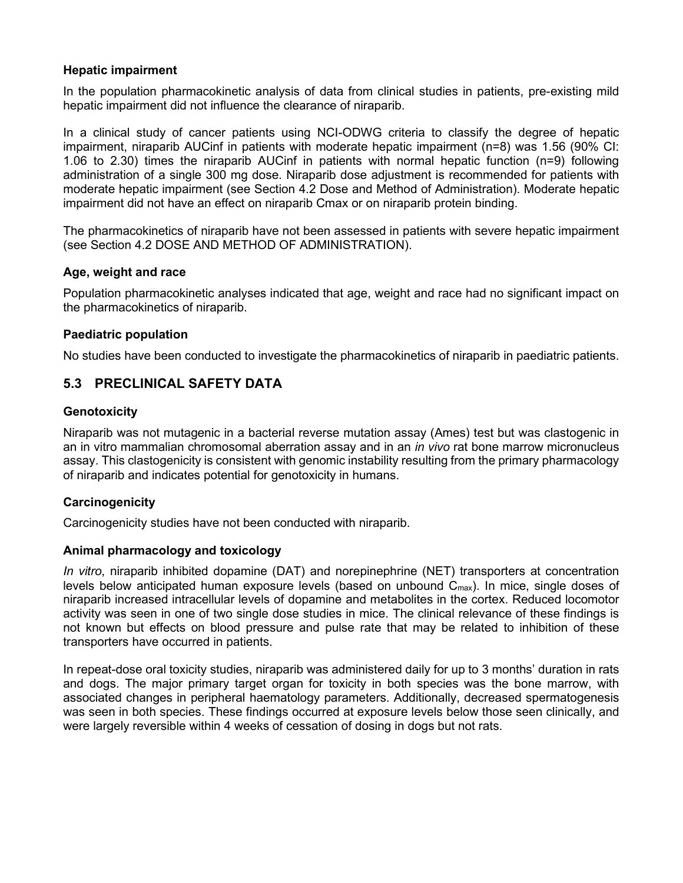**Hepatic impairment**

In the population pharmacokinetic analysis of data from clinical studies in patients, pre-existing mild hepatic impairment did not influence the clearance of niraparib.

In a clinical study of cancer patients using NCI-ODWG criteria to classify the degree of hepatic impairment, niraparib AUCinf in patients with moderate hepatic impairment (n=8) was 1.56 (90% CI: 1.06 to 2.30) times the niraparib AUCinf in patients with normal hepatic function (n=9) following administration of a single 300 mg dose. Niraparib dose adjustment is recommended for patients with moderate hepatic impairment (see Section 4.2 Dose and Method of Administration). Moderate hepatic impairment did not have an effect on niraparib Cmax or on niraparib protein binding.

The pharmacokinetics of niraparib have not been assessed in patients with severe hepatic impairment (see Section 4.2 DOSE AND METHOD OF ADMINISTRATION).

**Age, weight and race**

Population pharmacokinetic analyses indicated that age, weight and race had no significant impact on the pharmacokinetics of niraparib.

**Paediatric population**

No studies have been conducted to investigate the pharmacokinetics of niraparib in paediatric patients.

## 5.3 PRECLINICAL SAFETY DATA

**Genotoxicity**

Niraparib was not mutagenic in a bacterial reverse mutation assay (Ames) test but was clastogenic in an in vitro mammalian chromosomal aberration assay and in an *in vivo* rat bone marrow micronucleus assay. This clastogenicity is consistent with genomic instability resulting from the primary pharmacology of niraparib and indicates potential for genotoxicity in humans.

**Carcinogenicity**

Carcinogenicity studies have not been conducted with niraparib.

**Animal pharmacology and toxicology**

*In vitro*, niraparib inhibited dopamine (DAT) and norepinephrine (NET) transporters at concentration levels below anticipated human exposure levels (based on unbound $C_{max}$). In mice, single doses of niraparib increased intracellular levels of dopamine and metabolites in the cortex. Reduced locomotor activity was seen in one of two single dose studies in mice. The clinical relevance of these findings is not known but effects on blood pressure and pulse rate that may be related to inhibition of these transporters have occurred in patients.

In repeat-dose oral toxicity studies, niraparib was administered daily for up to 3 months' duration in rats and dogs. The major primary target organ for toxicity in both species was the bone marrow, with associated changes in peripheral haematology parameters. Additionally, decreased spermatogenesis was seen in both species. These findings occurred at exposure levels below those seen clinically, and were largely reversible within 4 weeks of cessation of dosing in dogs but not rats.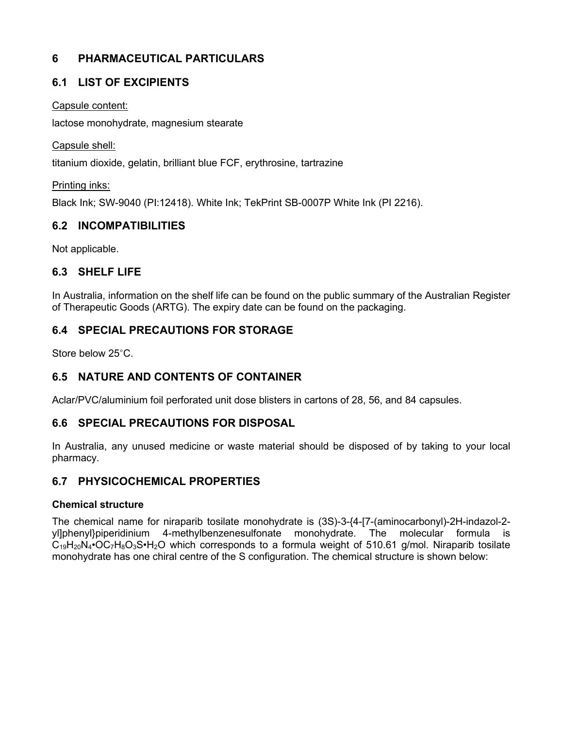## 6 PHARMACEUTICAL PARTICULARS

### 6.1 LIST OF EXCIPIENTS

Capsule content:

lactose monohydrate, magnesium stearate

Capsule shell:

titanium dioxide, gelatin, brilliant blue FCF, erythrosine, tartrazine

Printing inks:

Black Ink; SW-9040 (PI:12418). White Ink; TekPrint SB-0007P White Ink (PI 2216).

### 6.2 INCOMPATIBILITIES

Not applicable.

### 6.3 SHELF LIFE

In Australia, information on the shelf life can be found on the public summary of the Australian Register of Therapeutic Goods (ARTG). The expiry date can be found on the packaging.

### 6.4 SPECIAL PRECAUTIONS FOR STORAGE

Store below 25°C.

### 6.5 NATURE AND CONTENTS OF CONTAINER

Aclar/PVC/aluminium foil perforated unit dose blisters in cartons of 28, 56, and 84 capsules.

### 6.6 SPECIAL PRECAUTIONS FOR DISPOSAL

In Australia, any unused medicine or waste material should be disposed of by taking to your local pharmacy.

### 6.7 PHYSICOCHEMICAL PROPERTIES

**Chemical structure**

The chemical name for niraparib tosilate monohydrate is (3S)-3-{4-[7-(aminocarbonyl)-2H-indazol-2-yl]phenyl}piperidinium 4-methylbenzenesulfonate monohydrate. The molecular formula is $C_{19}H_{20}N_4 \cdot OC_7H_8O_3S \cdot H_2O$ which corresponds to a formula weight of 510.61 g/mol. Niraparib tosilate monohydrate has one chiral centre of the S configuration. The chemical structure is shown below: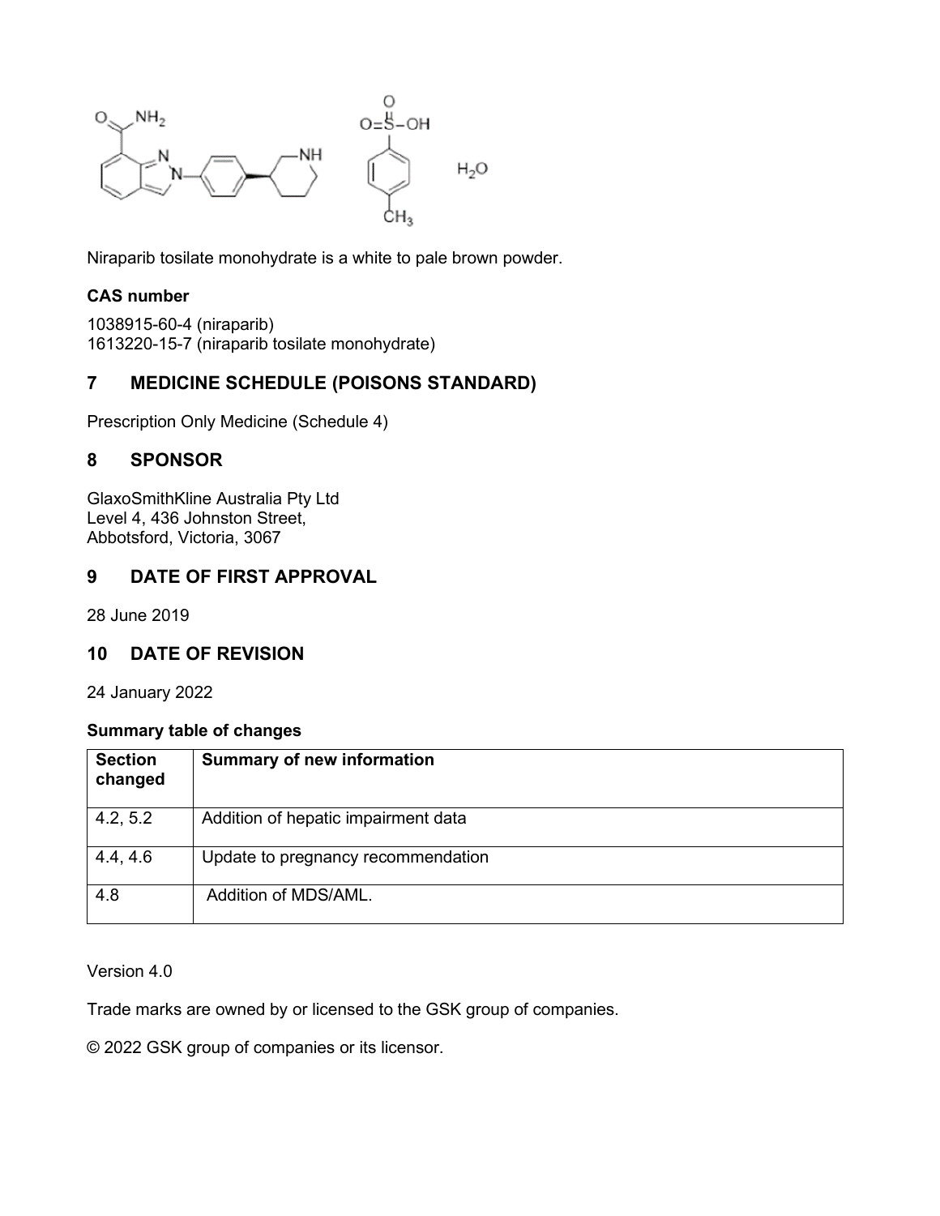Niraparib tosilate monohydrate is a white to pale brown powder.

### CAS number

1038915-60-4 (niraparib)
1613220-15-7 (niraparib tosilate monohydrate)

## 7 MEDICINE SCHEDULE (POISONS STANDARD)

Prescription Only Medicine (Schedule 4)

## 8 SPONSOR

GlaxoSmithKline Australia Pty Ltd
Level 4, 436 Johnston Street,
Abbotsford, Victoria, 3067

## 9 DATE OF FIRST APPROVAL

28 June 2019

## 10 DATE OF REVISION

24 January 2022

### Summary table of changes

| Section changed | Summary of new information |
|---|---|
| 4.2, 5.2 | Addition of hepatic impairment data |
| 4.4, 4.6 | Update to pregnancy recommendation |
| 4.8 | Addition of MDS/AML. |

Version 4.0

Trade marks are owned by or licensed to the GSK group of companies.

© 2022 GSK group of companies or its licensor.